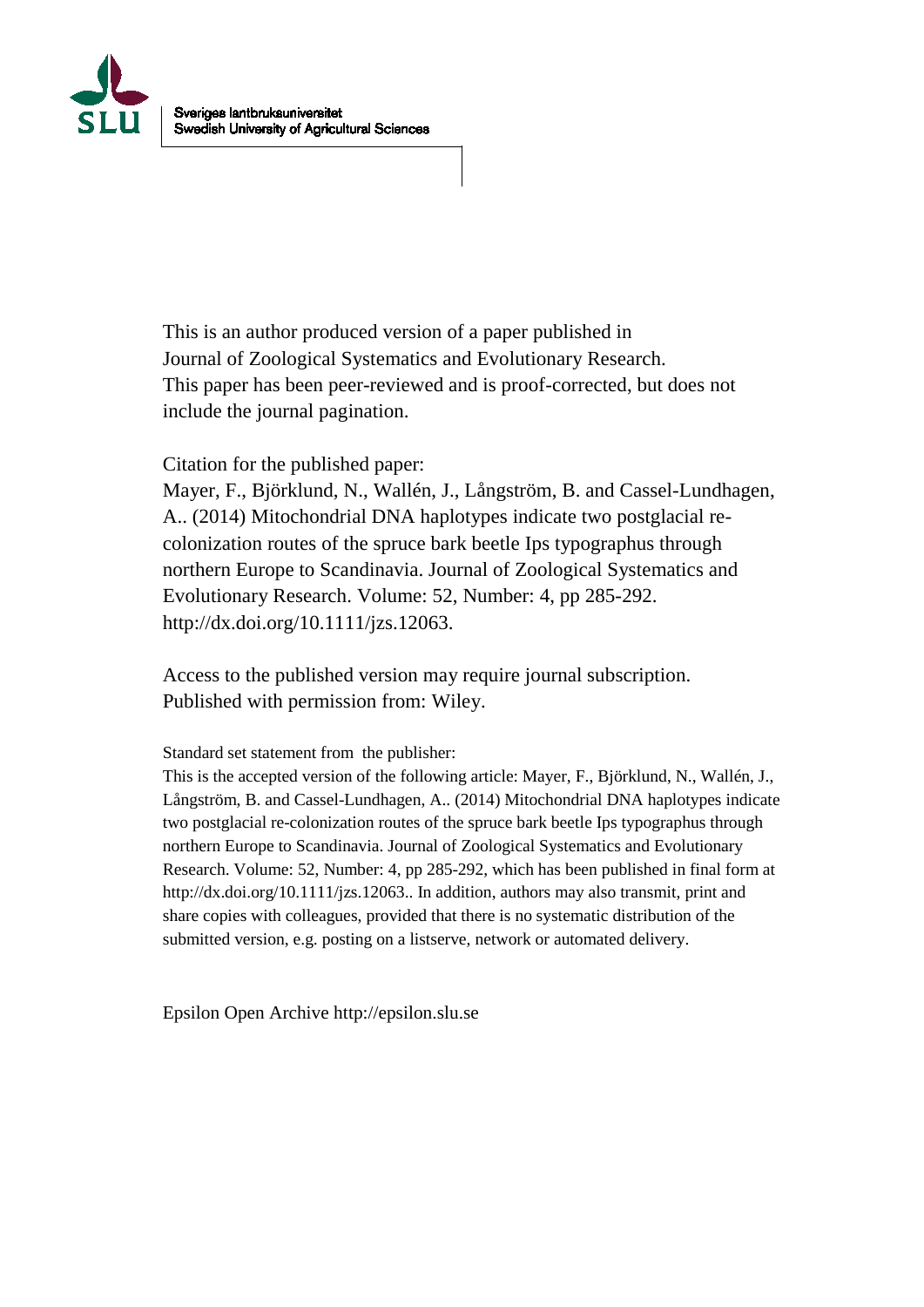Sveriges lantbruksuniversitet
Swedish University of Agricultural Sciences

This is an author produced version of a paper published in
Journal of Zoological Systematics and Evolutionary Research.
This paper has been peer-reviewed and is proof-corrected, but does not include the journal pagination.

Citation for the published paper:
Mayer, F., Björklund, N., Wallén, J., Långström, B. and Cassel-Lundhagen, A.. (2014) Mitochondrial DNA haplotypes indicate two postglacial re-colonization routes of the spruce bark beetle Ips typographus through northern Europe to Scandinavia. Journal of Zoological Systematics and Evolutionary Research. Volume: 52, Number: 4, pp 285-292.
http://dx.doi.org/10.1111/jzs.12063.

Access to the published version may require journal subscription.
Published with permission from: Wiley.

Standard set statement from the publisher:
This is the accepted version of the following article: Mayer, F., Björklund, N., Wallén, J., Långström, B. and Cassel-Lundhagen, A.. (2014) Mitochondrial DNA haplotypes indicate two postglacial re-colonization routes of the spruce bark beetle Ips typographus through northern Europe to Scandinavia. Journal of Zoological Systematics and Evolutionary Research. Volume: 52, Number: 4, pp 285-292, which has been published in final form at http://dx.doi.org/10.1111/jzs.12063.. In addition, authors may also transmit, print and share copies with colleagues, provided that there is no systematic distribution of the submitted version, e.g. posting on a listserve, network or automated delivery.

Epsilon Open Archive http://epsilon.slu.se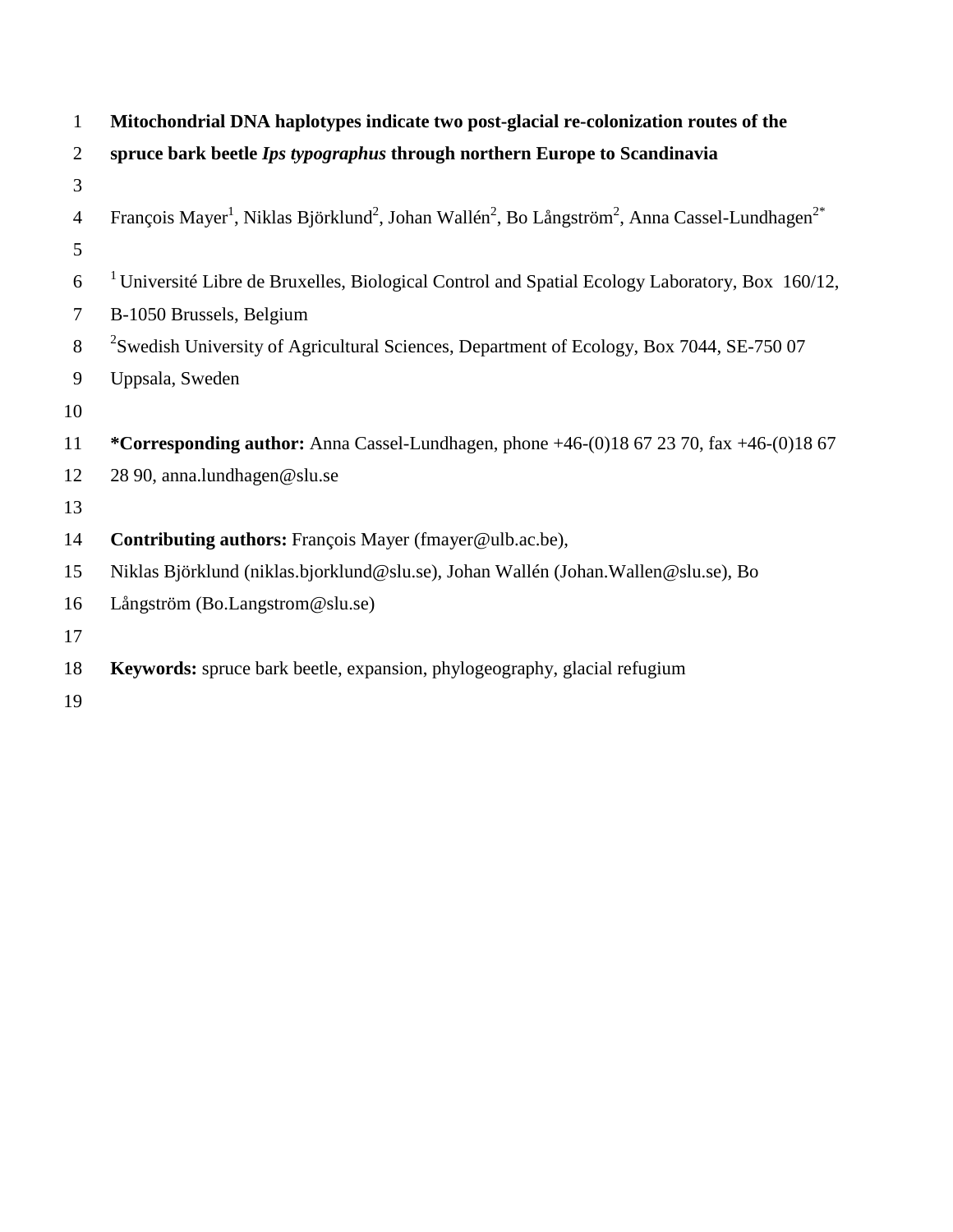# Mitochondrial DNA haplotypes indicate two post-glacial re-colonization routes of the spruce bark beetle *Ips typographus* through northern Europe to Scandinavia

François Mayer[1], Niklas Björklund[2], Johan Wallén[2], Bo Långström[2], Anna Cassel-Lundhagen[2*]

[1] Université Libre de Bruxelles, Biological Control and Spatial Ecology Laboratory, Box 160/12, B-1050 Brussels, Belgium

[2]Swedish University of Agricultural Sciences, Department of Ecology, Box 7044, SE-750 07 Uppsala, Sweden

**\*Corresponding author:** Anna Cassel-Lundhagen, phone +46-(0)18 67 23 70, fax +46-(0)18 67 28 90, anna.lundhagen@slu.se

**Contributing authors:** François Mayer (fmayer@ulb.ac.be), Niklas Björklund (niklas.bjorklund@slu.se), Johan Wallén (Johan.Wallen@slu.se), Bo Långström (Bo.Langstrom@slu.se)

**Keywords:** spruce bark beetle, expansion, phylogeography, glacial refugium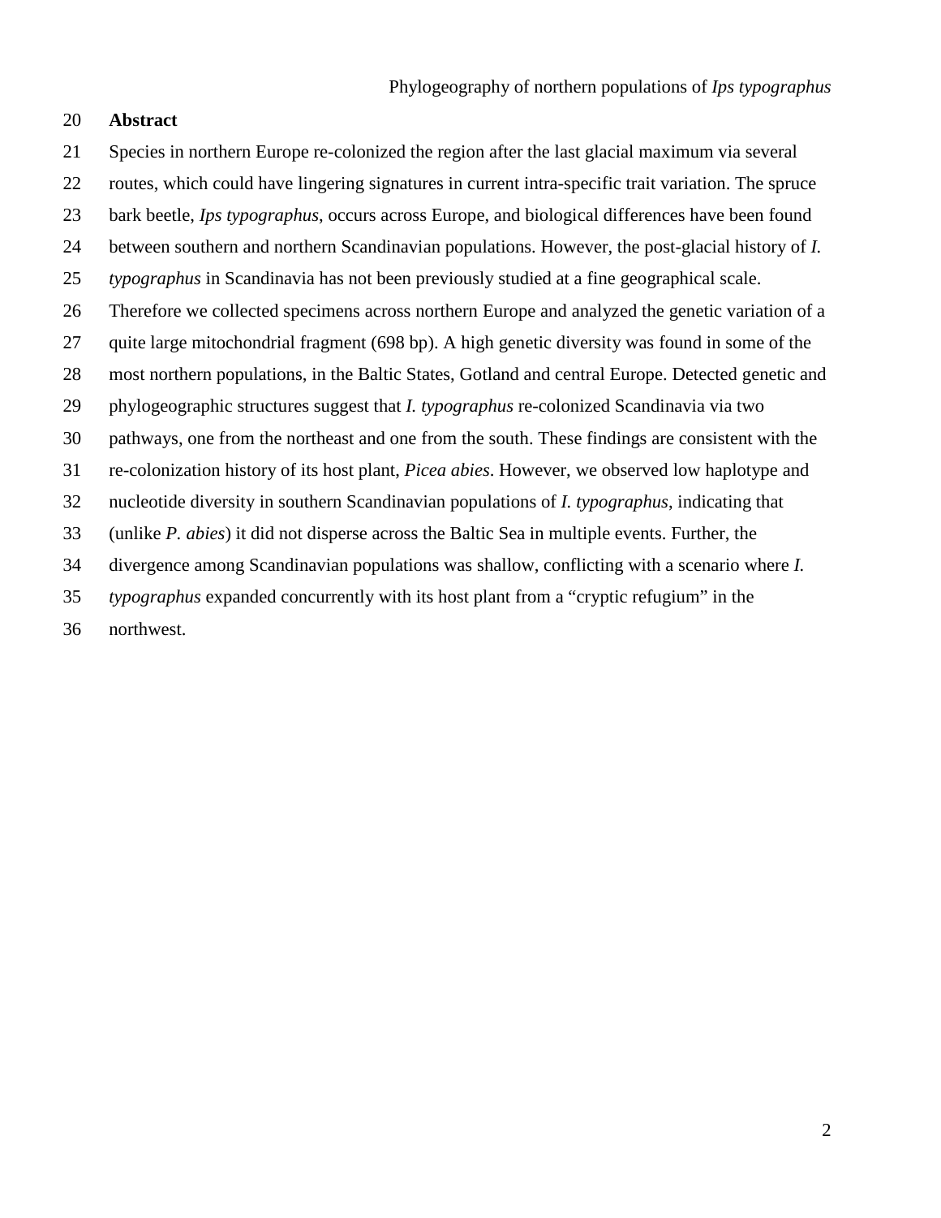## Abstract

Species in northern Europe re-colonized the region after the last glacial maximum via several routes, which could have lingering signatures in current intra-specific trait variation. The spruce bark beetle, *Ips typographus*, occurs across Europe, and biological differences have been found between southern and northern Scandinavian populations. However, the post-glacial history of *I. typographus* in Scandinavia has not been previously studied at a fine geographical scale. Therefore we collected specimens across northern Europe and analyzed the genetic variation of a quite large mitochondrial fragment (698 bp). A high genetic diversity was found in some of the most northern populations, in the Baltic States, Gotland and central Europe. Detected genetic and phylogeographic structures suggest that *I. typographus* re-colonized Scandinavia via two pathways, one from the northeast and one from the south. These findings are consistent with the re-colonization history of its host plant, *Picea abies*. However, we observed low haplotype and nucleotide diversity in southern Scandinavian populations of *I. typographus*, indicating that (unlike *P. abies*) it did not disperse across the Baltic Sea in multiple events. Further, the divergence among Scandinavian populations was shallow, conflicting with a scenario where *I. typographus* expanded concurrently with its host plant from a "cryptic refugium" in the northwest.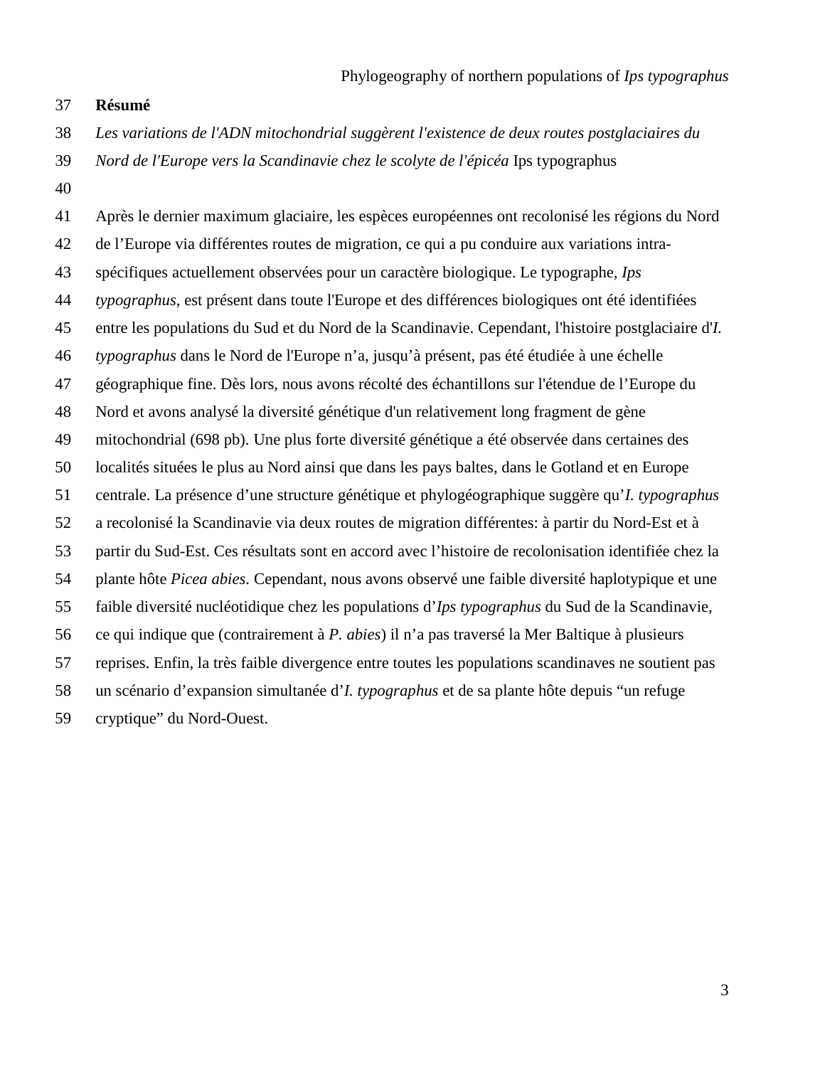**Résumé**

*Les variations de l'ADN mitochondrial suggèrent l'existence de deux routes postglaciaires du Nord de l'Europe vers la Scandinavie chez le scolyte de l'épicéa* Ips typographus

Après le dernier maximum glaciaire, les espèces européennes ont recolonisé les régions du Nord de l'Europe via différentes routes de migration, ce qui a pu conduire aux variations intra-spécifiques actuellement observées pour un caractère biologique. Le typographe, *Ips typographus*, est présent dans toute l'Europe et des différences biologiques ont été identifiées entre les populations du Sud et du Nord de la Scandinavie. Cependant, l'histoire postglaciaire d'*I. typographus* dans le Nord de l'Europe n'a, jusqu'à présent, pas été étudiée à une échelle géographique fine. Dès lors, nous avons récolté des échantillons sur l'étendue de l'Europe du Nord et avons analysé la diversité génétique d'un relativement long fragment de gène mitochondrial (698 pb). Une plus forte diversité génétique a été observée dans certaines des localités situées le plus au Nord ainsi que dans les pays baltes, dans le Gotland et en Europe centrale. La présence d'une structure génétique et phylogéographique suggère qu'*I. typographus* a recolonisé la Scandinavie via deux routes de migration différentes: à partir du Nord-Est et à partir du Sud-Est. Ces résultats sont en accord avec l'histoire de recolonisation identifiée chez la plante hôte *Picea abies*. Cependant, nous avons observé une faible diversité haplotypique et une faible diversité nucléotidique chez les populations d'*Ips typographus* du Sud de la Scandinavie, ce qui indique que (contrairement à *P. abies*) il n'a pas traversé la Mer Baltique à plusieurs reprises. Enfin, la très faible divergence entre toutes les populations scandinaves ne soutient pas un scénario d'expansion simultanée d'*I. typographus* et de sa plante hôte depuis "un refuge cryptique" du Nord-Ouest.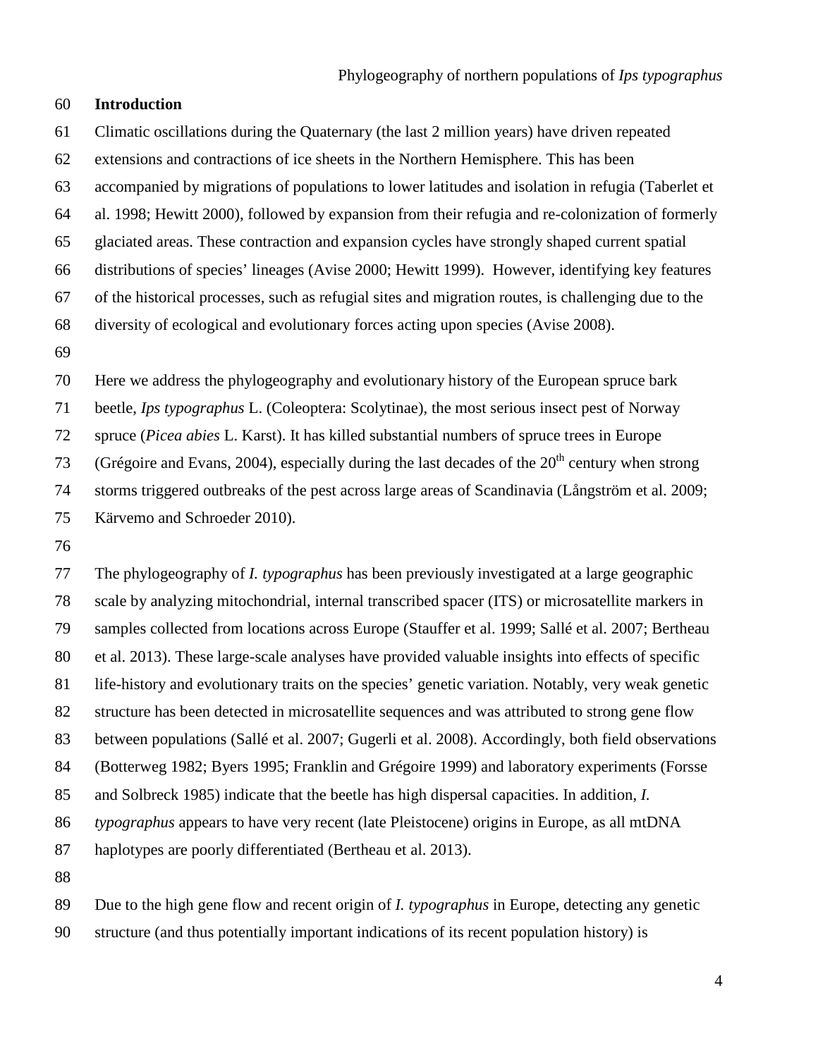## Introduction

Climatic oscillations during the Quaternary (the last 2 million years) have driven repeated extensions and contractions of ice sheets in the Northern Hemisphere. This has been accompanied by migrations of populations to lower latitudes and isolation in refugia (Taberlet et al. 1998; Hewitt 2000), followed by expansion from their refugia and re-colonization of formerly glaciated areas. These contraction and expansion cycles have strongly shaped current spatial distributions of species' lineages (Avise 2000; Hewitt 1999). However, identifying key features of the historical processes, such as refugial sites and migration routes, is challenging due to the diversity of ecological and evolutionary forces acting upon species (Avise 2008).

Here we address the phylogeography and evolutionary history of the European spruce bark beetle, *Ips typographus* L. (Coleoptera: Scolytinae), the most serious insect pest of Norway spruce (*Picea abies* L. Karst). It has killed substantial numbers of spruce trees in Europe (Grégoire and Evans, 2004), especially during the last decades of the 20th century when strong storms triggered outbreaks of the pest across large areas of Scandinavia (Långström et al. 2009; Kärvemo and Schroeder 2010).

The phylogeography of *I. typographus* has been previously investigated at a large geographic scale by analyzing mitochondrial, internal transcribed spacer (ITS) or microsatellite markers in samples collected from locations across Europe (Stauffer et al. 1999; Sallé et al. 2007; Bertheau et al. 2013). These large-scale analyses have provided valuable insights into effects of specific life-history and evolutionary traits on the species' genetic variation. Notably, very weak genetic structure has been detected in microsatellite sequences and was attributed to strong gene flow between populations (Sallé et al. 2007; Gugerli et al. 2008). Accordingly, both field observations (Botterweg 1982; Byers 1995; Franklin and Grégoire 1999) and laboratory experiments (Forsse and Solbreck 1985) indicate that the beetle has high dispersal capacities. In addition, *I. typographus* appears to have very recent (late Pleistocene) origins in Europe, as all mtDNA haplotypes are poorly differentiated (Bertheau et al. 2013).

Due to the high gene flow and recent origin of *I. typographus* in Europe, detecting any genetic structure (and thus potentially important indications of its recent population history) is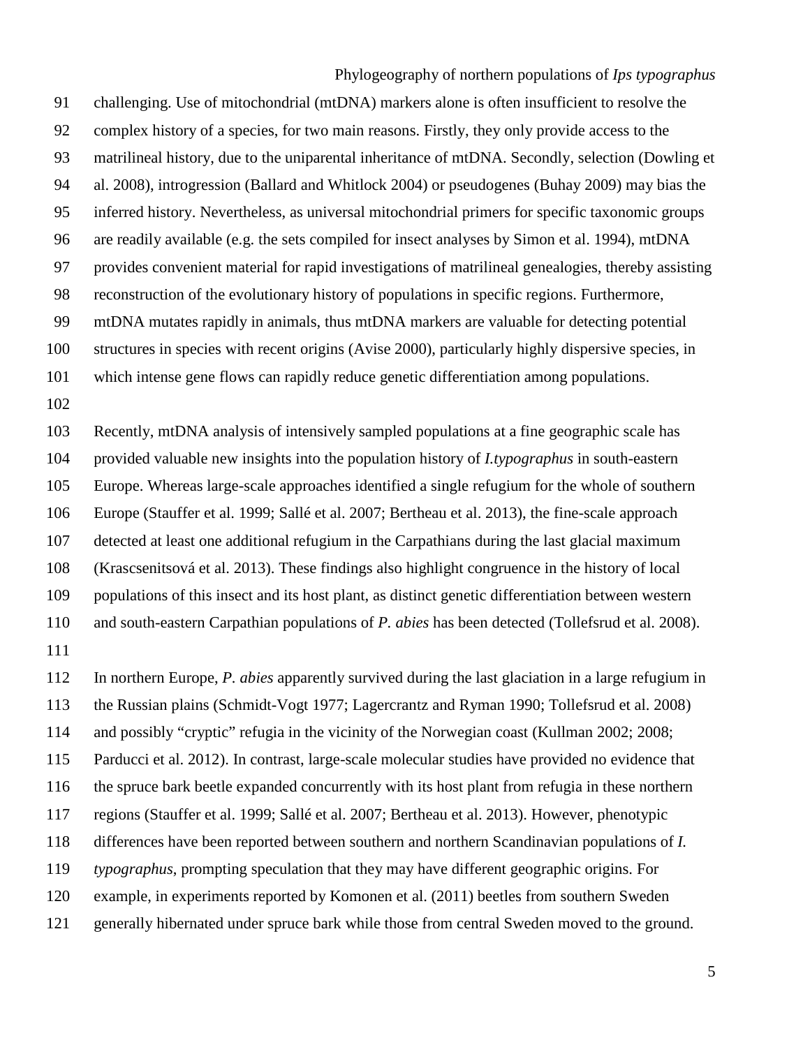challenging. Use of mitochondrial (mtDNA) markers alone is often insufficient to resolve the complex history of a species, for two main reasons. Firstly, they only provide access to the matrilineal history, due to the uniparental inheritance of mtDNA. Secondly, selection (Dowling et al. 2008), introgression (Ballard and Whitlock 2004) or pseudogenes (Buhay 2009) may bias the inferred history. Nevertheless, as universal mitochondrial primers for specific taxonomic groups are readily available (e.g. the sets compiled for insect analyses by Simon et al. 1994), mtDNA provides convenient material for rapid investigations of matrilineal genealogies, thereby assisting reconstruction of the evolutionary history of populations in specific regions. Furthermore, mtDNA mutates rapidly in animals, thus mtDNA markers are valuable for detecting potential structures in species with recent origins (Avise 2000), particularly highly dispersive species, in which intense gene flows can rapidly reduce genetic differentiation among populations.

Recently, mtDNA analysis of intensively sampled populations at a fine geographic scale has provided valuable new insights into the population history of *I.typographus* in south-eastern Europe. Whereas large-scale approaches identified a single refugium for the whole of southern Europe (Stauffer et al. 1999; Sallé et al. 2007; Bertheau et al. 2013), the fine-scale approach detected at least one additional refugium in the Carpathians during the last glacial maximum (Krascsenitsová et al. 2013). These findings also highlight congruence in the history of local populations of this insect and its host plant, as distinct genetic differentiation between western and south-eastern Carpathian populations of *P. abies* has been detected (Tollefsrud et al. 2008).

In northern Europe, *P. abies* apparently survived during the last glaciation in a large refugium in the Russian plains (Schmidt-Vogt 1977; Lagercrantz and Ryman 1990; Tollefsrud et al. 2008) and possibly "cryptic" refugia in the vicinity of the Norwegian coast (Kullman 2002; 2008; Parducci et al. 2012). In contrast, large-scale molecular studies have provided no evidence that the spruce bark beetle expanded concurrently with its host plant from refugia in these northern regions (Stauffer et al. 1999; Sallé et al. 2007; Bertheau et al. 2013). However, phenotypic differences have been reported between southern and northern Scandinavian populations of *I. typographus*, prompting speculation that they may have different geographic origins. For example, in experiments reported by Komonen et al. (2011) beetles from southern Sweden generally hibernated under spruce bark while those from central Sweden moved to the ground.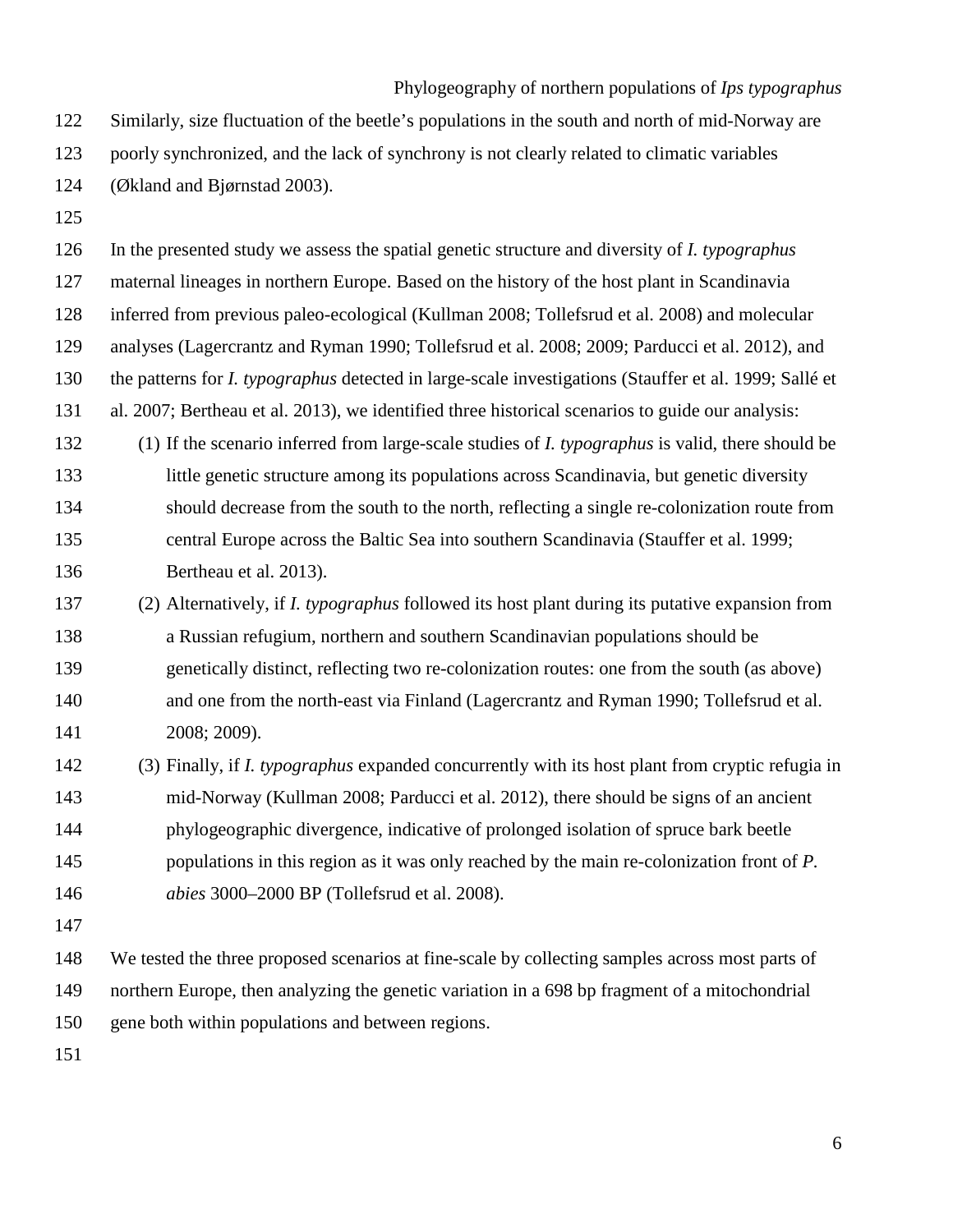Similarly, size fluctuation of the beetle's populations in the south and north of mid-Norway are poorly synchronized, and the lack of synchrony is not clearly related to climatic variables (Økland and Bjørnstad 2003).

In the presented study we assess the spatial genetic structure and diversity of *I. typographus* maternal lineages in northern Europe. Based on the history of the host plant in Scandinavia inferred from previous paleo-ecological (Kullman 2008; Tollefsrud et al. 2008) and molecular analyses (Lagercrantz and Ryman 1990; Tollefsrud et al. 2008; 2009; Parducci et al. 2012), and the patterns for *I. typographus* detected in large-scale investigations (Stauffer et al. 1999; Sallé et al. 2007; Bertheau et al. 2013), we identified three historical scenarios to guide our analysis:

(1) If the scenario inferred from large-scale studies of *I. typographus* is valid, there should be little genetic structure among its populations across Scandinavia, but genetic diversity should decrease from the south to the north, reflecting a single re-colonization route from central Europe across the Baltic Sea into southern Scandinavia (Stauffer et al. 1999; Bertheau et al. 2013).

(2) Alternatively, if *I. typographus* followed its host plant during its putative expansion from a Russian refugium, northern and southern Scandinavian populations should be genetically distinct, reflecting two re-colonization routes: one from the south (as above) and one from the north-east via Finland (Lagercrantz and Ryman 1990; Tollefsrud et al. 2008; 2009).

(3) Finally, if *I. typographus* expanded concurrently with its host plant from cryptic refugia in mid-Norway (Kullman 2008; Parducci et al. 2012), there should be signs of an ancient phylogeographic divergence, indicative of prolonged isolation of spruce bark beetle populations in this region as it was only reached by the main re-colonization front of *P. abies* 3000–2000 BP (Tollefsrud et al. 2008).

We tested the three proposed scenarios at fine-scale by collecting samples across most parts of northern Europe, then analyzing the genetic variation in a 698 bp fragment of a mitochondrial gene both within populations and between regions.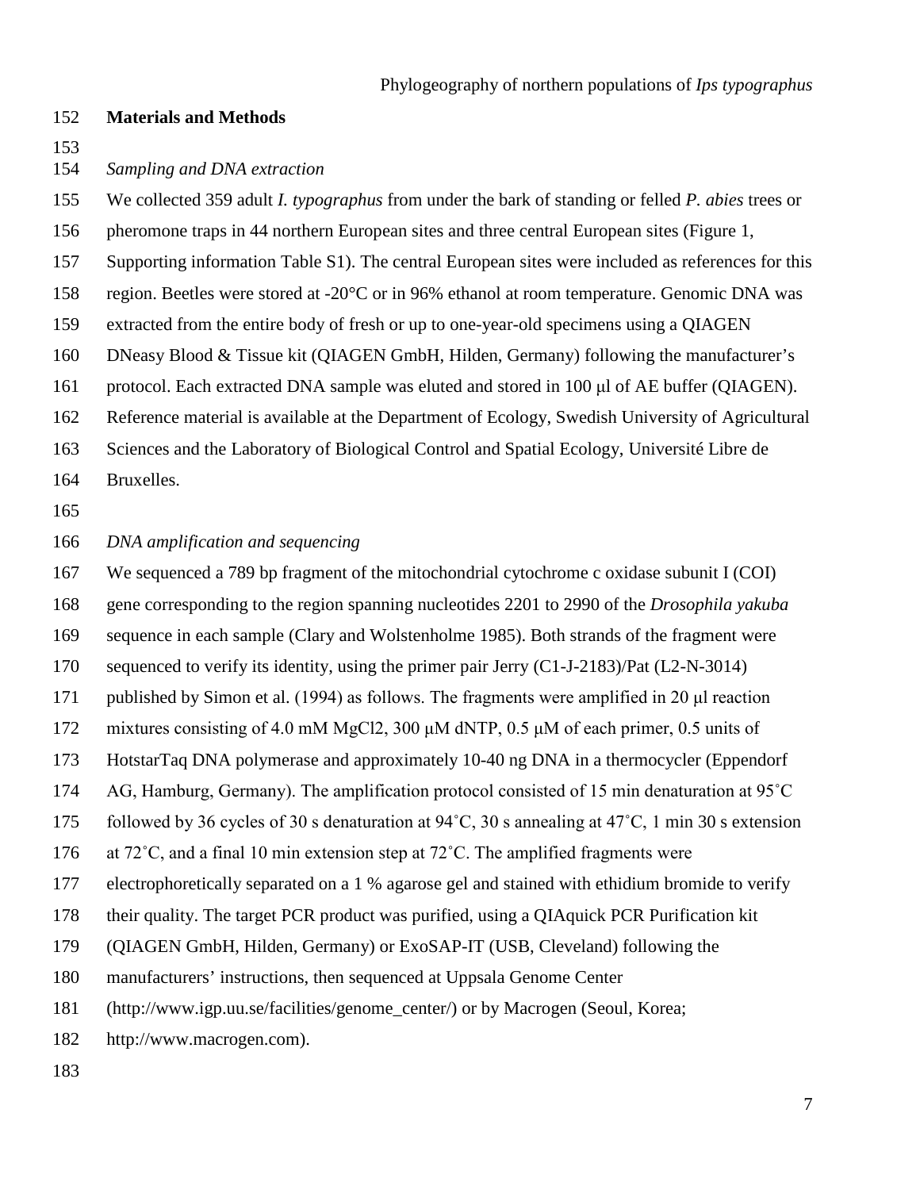## Materials and Methods

### *Sampling and DNA extraction*

We collected 359 adult *I. typographus* from under the bark of standing or felled *P. abies* trees or pheromone traps in 44 northern European sites and three central European sites (Figure 1, Supporting information Table S1). The central European sites were included as references for this region. Beetles were stored at -20°C or in 96% ethanol at room temperature. Genomic DNA was extracted from the entire body of fresh or up to one-year-old specimens using a QIAGEN DNeasy Blood & Tissue kit (QIAGEN GmbH, Hilden, Germany) following the manufacturer's protocol. Each extracted DNA sample was eluted and stored in 100 μl of AE buffer (QIAGEN). Reference material is available at the Department of Ecology, Swedish University of Agricultural Sciences and the Laboratory of Biological Control and Spatial Ecology, Université Libre de Bruxelles.

### *DNA amplification and sequencing*

We sequenced a 789 bp fragment of the mitochondrial cytochrome c oxidase subunit I (COI) gene corresponding to the region spanning nucleotides 2201 to 2990 of the *Drosophila yakuba* sequence in each sample (Clary and Wolstenholme 1985). Both strands of the fragment were sequenced to verify its identity, using the primer pair Jerry (C1-J-2183)/Pat (L2-N-3014) published by Simon et al. (1994) as follows. The fragments were amplified in 20 μl reaction mixtures consisting of 4.0 mM $MgCl_2$, 300 μM dNTP, 0.5 μM of each primer, 0.5 units of HotstarTaq DNA polymerase and approximately 10-40 ng DNA in a thermocycler (Eppendorf AG, Hamburg, Germany). The amplification protocol consisted of 15 min denaturation at 95˚C followed by 36 cycles of 30 s denaturation at 94˚C, 30 s annealing at 47˚C, 1 min 30 s extension at 72˚C, and a final 10 min extension step at 72˚C. The amplified fragments were electrophoretically separated on a 1 % agarose gel and stained with ethidium bromide to verify their quality. The target PCR product was purified, using a QIAquick PCR Purification kit (QIAGEN GmbH, Hilden, Germany) or ExoSAP-IT (USB, Cleveland) following the manufacturers' instructions, then sequenced at Uppsala Genome Center (http://www.igp.uu.se/facilities/genome_center/) or by Macrogen (Seoul, Korea; http://www.macrogen.com).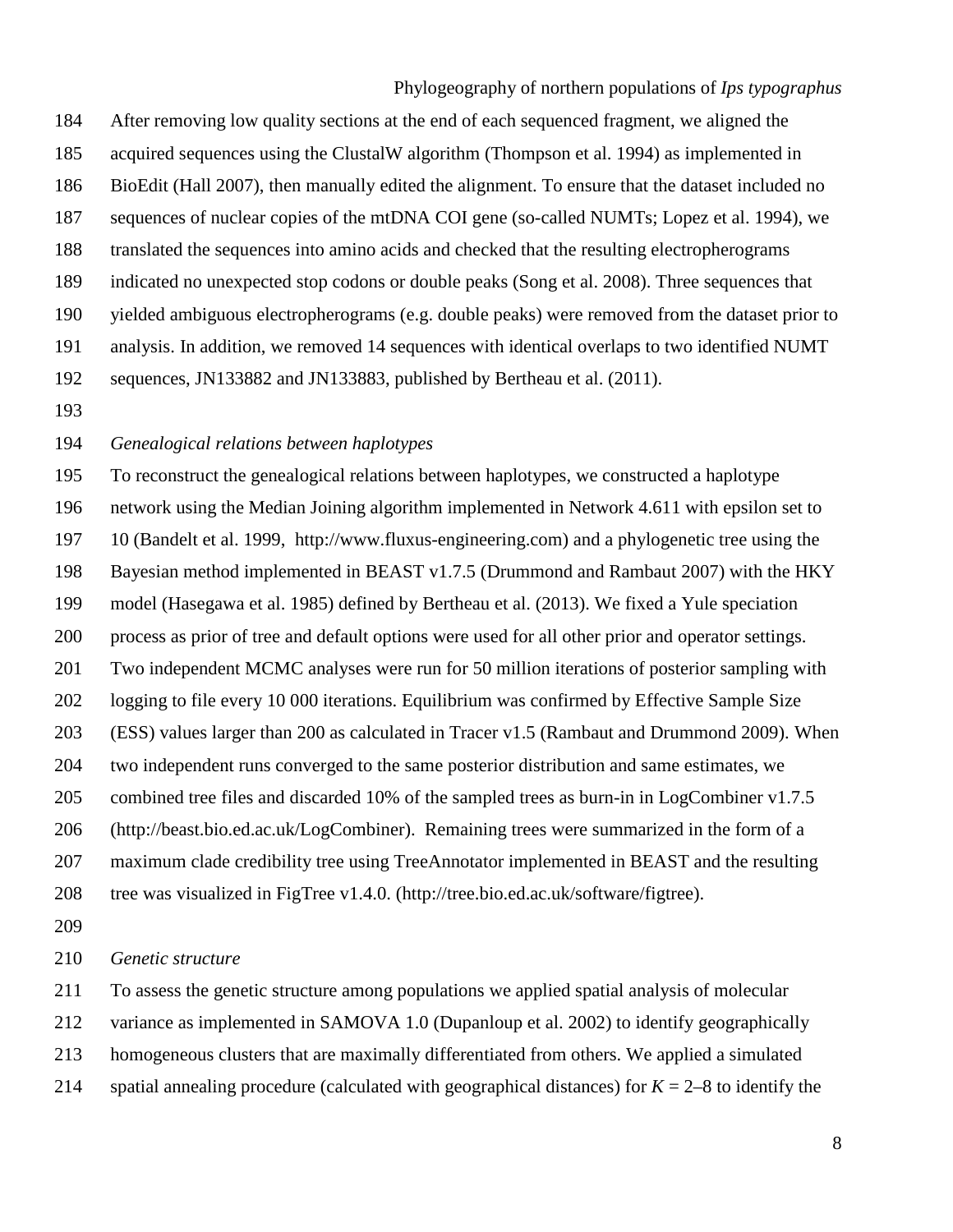After removing low quality sections at the end of each sequenced fragment, we aligned the acquired sequences using the ClustalW algorithm (Thompson et al. 1994) as implemented in BioEdit (Hall 2007), then manually edited the alignment. To ensure that the dataset included no sequences of nuclear copies of the mtDNA COI gene (so-called NUMTs; Lopez et al. 1994), we translated the sequences into amino acids and checked that the resulting electropherograms indicated no unexpected stop codons or double peaks (Song et al. 2008). Three sequences that yielded ambiguous electropherograms (e.g. double peaks) were removed from the dataset prior to analysis. In addition, we removed 14 sequences with identical overlaps to two identified NUMT sequences, JN133882 and JN133883, published by Bertheau et al. (2011).

*Genealogical relations between haplotypes*

To reconstruct the genealogical relations between haplotypes, we constructed a haplotype network using the Median Joining algorithm implemented in Network 4.611 with epsilon set to 10 (Bandelt et al. 1999, http://www.fluxus-engineering.com) and a phylogenetic tree using the Bayesian method implemented in BEAST v1.7.5 (Drummond and Rambaut 2007) with the HKY model (Hasegawa et al. 1985) defined by Bertheau et al. (2013). We fixed a Yule speciation process as prior of tree and default options were used for all other prior and operator settings. Two independent MCMC analyses were run for 50 million iterations of posterior sampling with logging to file every 10 000 iterations. Equilibrium was confirmed by Effective Sample Size (ESS) values larger than 200 as calculated in Tracer v1.5 (Rambaut and Drummond 2009). When two independent runs converged to the same posterior distribution and same estimates, we combined tree files and discarded 10% of the sampled trees as burn-in in LogCombiner v1.7.5 (http://beast.bio.ed.ac.uk/LogCombiner). Remaining trees were summarized in the form of a maximum clade credibility tree using TreeAnnotator implemented in BEAST and the resulting tree was visualized in FigTree v1.4.0. (http://tree.bio.ed.ac.uk/software/figtree).

*Genetic structure*

To assess the genetic structure among populations we applied spatial analysis of molecular variance as implemented in SAMOVA 1.0 (Dupanloup et al. 2002) to identify geographically homogeneous clusters that are maximally differentiated from others. We applied a simulated spatial annealing procedure (calculated with geographical distances) for $K = 2$–$8$ to identify the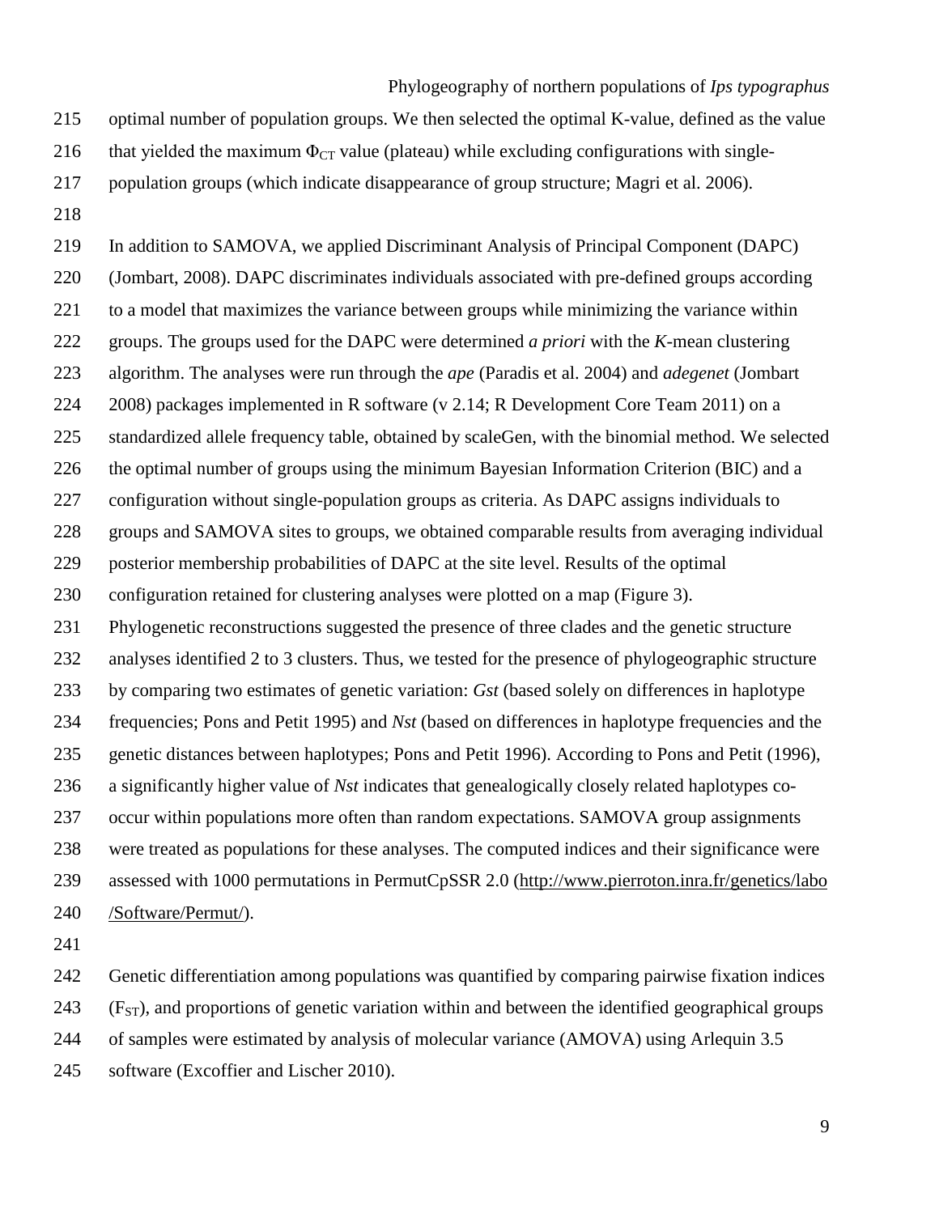optimal number of population groups. We then selected the optimal K-value, defined as the value that yielded the maximum $\Phi_{CT}$ value (plateau) while excluding configurations with single-population groups (which indicate disappearance of group structure; Magri et al. 2006).

In addition to SAMOVA, we applied Discriminant Analysis of Principal Component (DAPC) (Jombart, 2008). DAPC discriminates individuals associated with pre-defined groups according to a model that maximizes the variance between groups while minimizing the variance within groups. The groups used for the DAPC were determined *a priori* with the *K*-mean clustering algorithm. The analyses were run through the *ape* (Paradis et al. 2004) and *adegenet* (Jombart 2008) packages implemented in R software (v 2.14; R Development Core Team 2011) on a standardized allele frequency table, obtained by scaleGen, with the binomial method. We selected the optimal number of groups using the minimum Bayesian Information Criterion (BIC) and a configuration without single-population groups as criteria. As DAPC assigns individuals to groups and SAMOVA sites to groups, we obtained comparable results from averaging individual posterior membership probabilities of DAPC at the site level. Results of the optimal configuration retained for clustering analyses were plotted on a map (Figure 3).

Phylogenetic reconstructions suggested the presence of three clades and the genetic structure analyses identified 2 to 3 clusters. Thus, we tested for the presence of phylogeographic structure by comparing two estimates of genetic variation: *Gst* (based solely on differences in haplotype frequencies; Pons and Petit 1995) and *Nst* (based on differences in haplotype frequencies and the genetic distances between haplotypes; Pons and Petit 1996). According to Pons and Petit (1996), a significantly higher value of *Nst* indicates that genealogically closely related haplotypes co-occur within populations more often than random expectations. SAMOVA group assignments were treated as populations for these analyses. The computed indices and their significance were assessed with 1000 permutations in PermutCpSSR 2.0 (http://www.pierroton.inra.fr/genetics/labo/Software/Permut/).

Genetic differentiation among populations was quantified by comparing pairwise fixation indices ($F_{ST}$), and proportions of genetic variation within and between the identified geographical groups of samples were estimated by analysis of molecular variance (AMOVA) using Arlequin 3.5 software (Excoffier and Lischer 2010).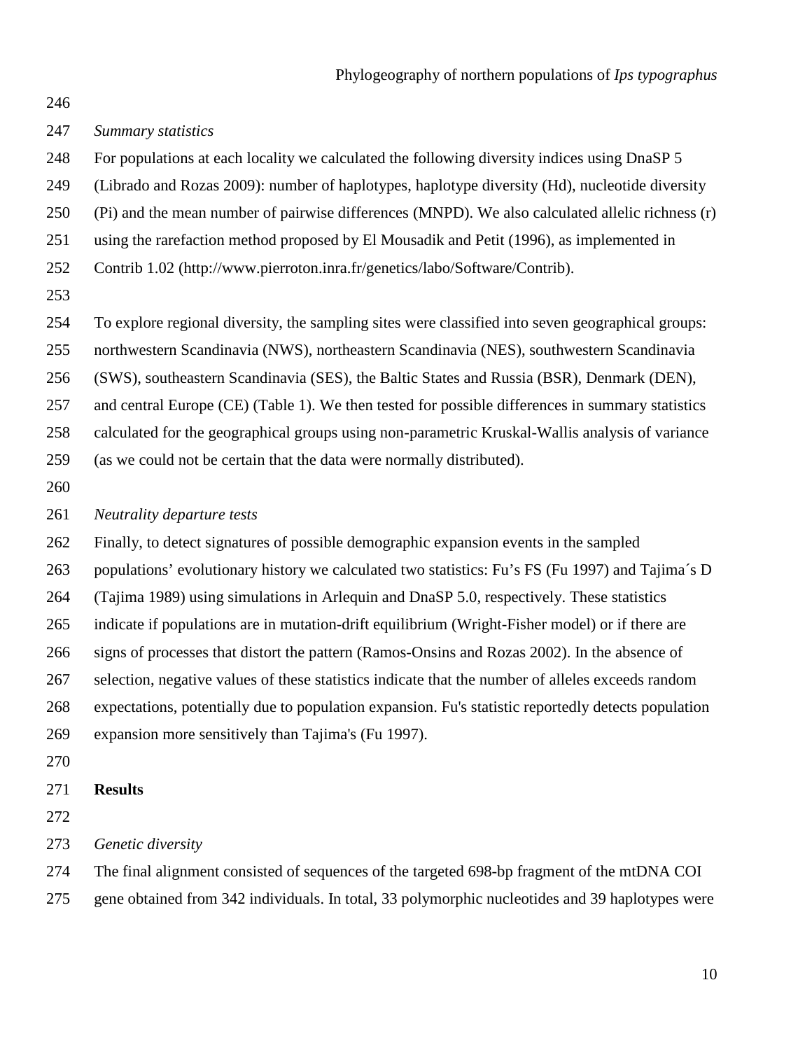*Summary statistics*

For populations at each locality we calculated the following diversity indices using DnaSP 5 (Librado and Rozas 2009): number of haplotypes, haplotype diversity (Hd), nucleotide diversity (Pi) and the mean number of pairwise differences (MNPD). We also calculated allelic richness (r) using the rarefaction method proposed by El Mousadik and Petit (1996), as implemented in Contrib 1.02 (http://www.pierroton.inra.fr/genetics/labo/Software/Contrib).

To explore regional diversity, the sampling sites were classified into seven geographical groups: northwestern Scandinavia (NWS), northeastern Scandinavia (NES), southwestern Scandinavia (SWS), southeastern Scandinavia (SES), the Baltic States and Russia (BSR), Denmark (DEN), and central Europe (CE) (Table 1). We then tested for possible differences in summary statistics calculated for the geographical groups using non-parametric Kruskal-Wallis analysis of variance (as we could not be certain that the data were normally distributed).

*Neutrality departure tests*

Finally, to detect signatures of possible demographic expansion events in the sampled populations' evolutionary history we calculated two statistics: Fu's FS (Fu 1997) and Tajima´s D (Tajima 1989) using simulations in Arlequin and DnaSP 5.0, respectively. These statistics indicate if populations are in mutation-drift equilibrium (Wright-Fisher model) or if there are signs of processes that distort the pattern (Ramos-Onsins and Rozas 2002). In the absence of selection, negative values of these statistics indicate that the number of alleles exceeds random expectations, potentially due to population expansion. Fu's statistic reportedly detects population expansion more sensitively than Tajima's (Fu 1997).

## Results

*Genetic diversity*

The final alignment consisted of sequences of the targeted 698-bp fragment of the mtDNA COI gene obtained from 342 individuals. In total, 33 polymorphic nucleotides and 39 haplotypes were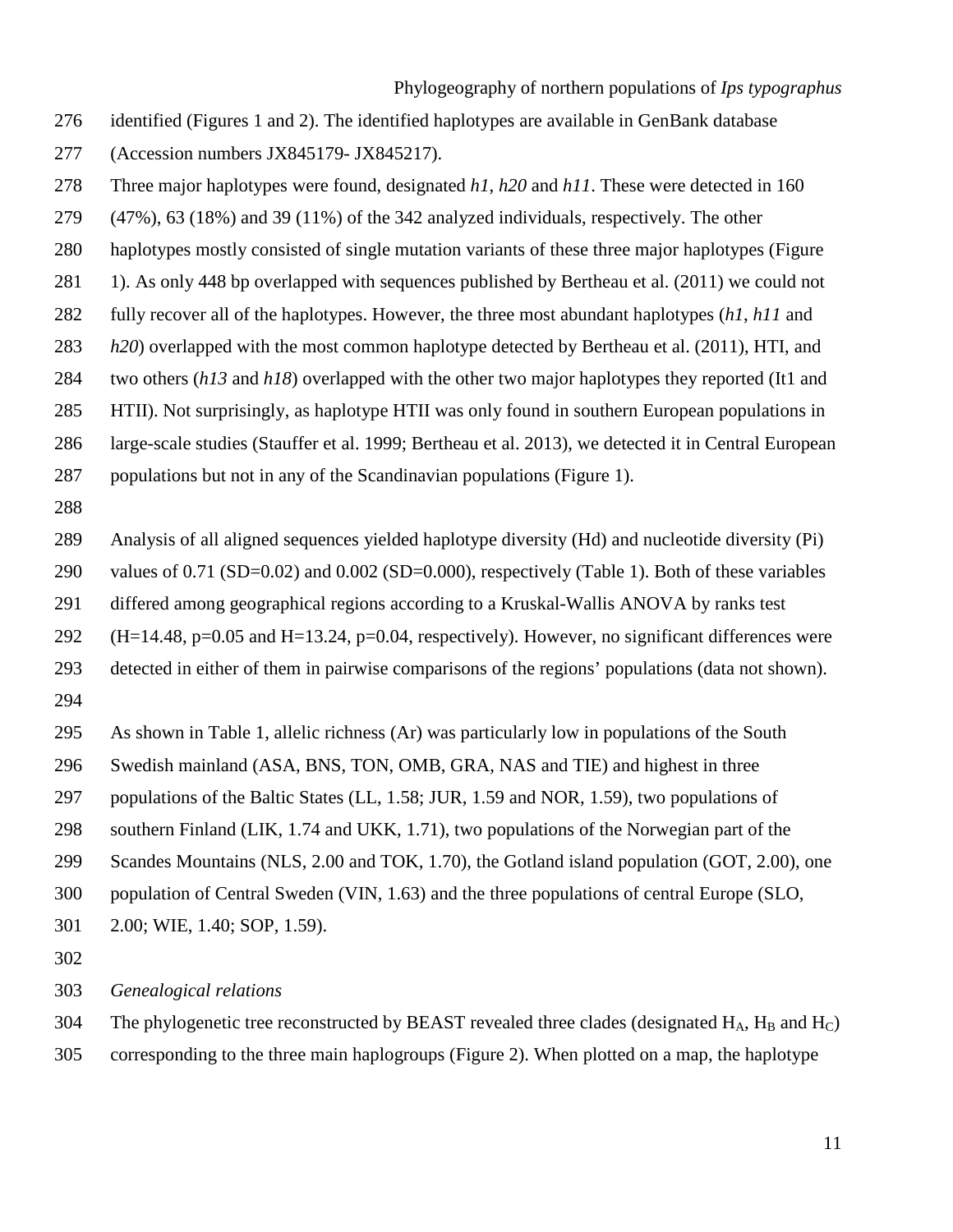identified (Figures 1 and 2). The identified haplotypes are available in GenBank database (Accession numbers JX845179- JX845217).

Three major haplotypes were found, designated *h1*, *h20* and *h11*. These were detected in 160 (47%), 63 (18%) and 39 (11%) of the 342 analyzed individuals, respectively. The other haplotypes mostly consisted of single mutation variants of these three major haplotypes (Figure 1). As only 448 bp overlapped with sequences published by Bertheau et al. (2011) we could not fully recover all of the haplotypes. However, the three most abundant haplotypes (*h1*, *h11* and *h20*) overlapped with the most common haplotype detected by Bertheau et al. (2011), HTI, and two others (*h13* and *h18*) overlapped with the other two major haplotypes they reported (It1 and HTII). Not surprisingly, as haplotype HTII was only found in southern European populations in large-scale studies (Stauffer et al. 1999; Bertheau et al. 2013), we detected it in Central European populations but not in any of the Scandinavian populations (Figure 1).

Analysis of all aligned sequences yielded haplotype diversity (Hd) and nucleotide diversity (Pi) values of 0.71 (SD=0.02) and 0.002 (SD=0.000), respectively (Table 1). Both of these variables differed among geographical regions according to a Kruskal-Wallis ANOVA by ranks test ($H=14.48$, $p=0.05$ and $H=13.24$, $p=0.04$, respectively). However, no significant differences were detected in either of them in pairwise comparisons of the regions' populations (data not shown).

As shown in Table 1, allelic richness (Ar) was particularly low in populations of the South Swedish mainland (ASA, BNS, TON, OMB, GRA, NAS and TIE) and highest in three populations of the Baltic States (LL, 1.58; JUR, 1.59 and NOR, 1.59), two populations of southern Finland (LIK, 1.74 and UKK, 1.71), two populations of the Norwegian part of the Scandes Mountains (NLS, 2.00 and TOK, 1.70), the Gotland island population (GOT, 2.00), one population of Central Sweden (VIN, 1.63) and the three populations of central Europe (SLO, 2.00; WIE, 1.40; SOP, 1.59).

*Genealogical relations*

The phylogenetic tree reconstructed by BEAST revealed three clades (designated $H_A$, $H_B$ and $H_C$) corresponding to the three main haplogroups (Figure 2). When plotted on a map, the haplotype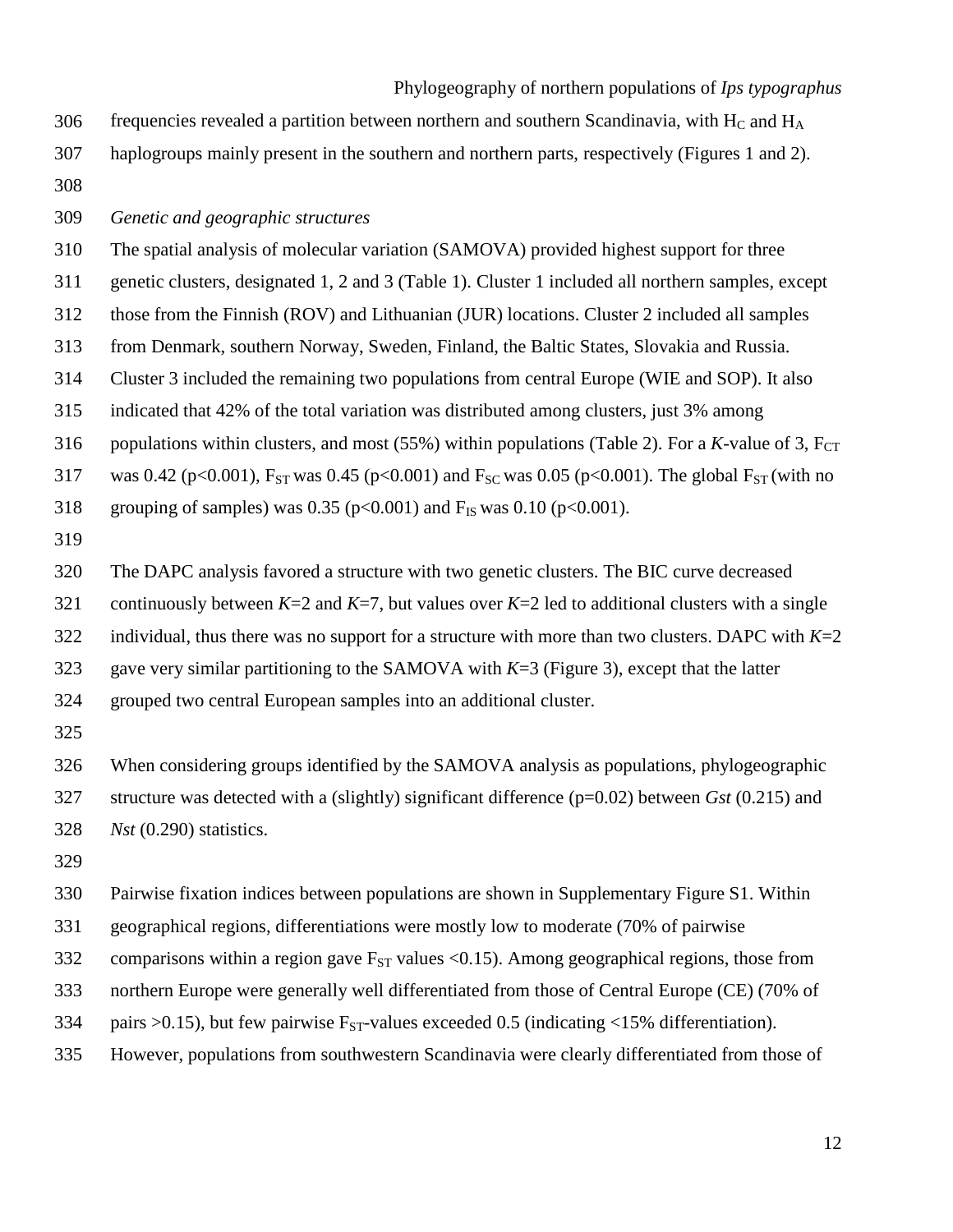frequencies revealed a partition between northern and southern Scandinavia, with $H_C$ and $H_A$ haplogroups mainly present in the southern and northern parts, respectively (Figures 1 and 2).

*Genetic and geographic structures*

The spatial analysis of molecular variation (SAMOVA) provided highest support for three genetic clusters, designated 1, 2 and 3 (Table 1). Cluster 1 included all northern samples, except those from the Finnish (ROV) and Lithuanian (JUR) locations. Cluster 2 included all samples from Denmark, southern Norway, Sweden, Finland, the Baltic States, Slovakia and Russia. Cluster 3 included the remaining two populations from central Europe (WIE and SOP). It also indicated that 42% of the total variation was distributed among clusters, just 3% among populations within clusters, and most (55%) within populations (Table 2). For a *K*-value of 3, $F_{CT}$ was 0.42 ($p<0.001$), $F_{ST}$ was 0.45 ($p<0.001$) and $F_{SC}$ was 0.05 ($p<0.001$). The global $F_{ST}$ (with no grouping of samples) was 0.35 ($p<0.001$) and $F_{IS}$ was 0.10 ($p<0.001$).

The DAPC analysis favored a structure with two genetic clusters. The BIC curve decreased continuously between *K*=2 and *K*=7, but values over *K*=2 led to additional clusters with a single individual, thus there was no support for a structure with more than two clusters. DAPC with *K*=2 gave very similar partitioning to the SAMOVA with *K*=3 (Figure 3), except that the latter grouped two central European samples into an additional cluster.

When considering groups identified by the SAMOVA analysis as populations, phylogeographic structure was detected with a (slightly) significant difference ($p=0.02$) between *Gst* (0.215) and *Nst* (0.290) statistics.

Pairwise fixation indices between populations are shown in Supplementary Figure S1. Within geographical regions, differentiations were mostly low to moderate (70% of pairwise comparisons within a region gave $F_{ST}$ values <0.15). Among geographical regions, those from northern Europe were generally well differentiated from those of Central Europe (CE) (70% of pairs >0.15), but few pairwise $F_{ST}$-values exceeded 0.5 (indicating <15% differentiation). However, populations from southwestern Scandinavia were clearly differentiated from those of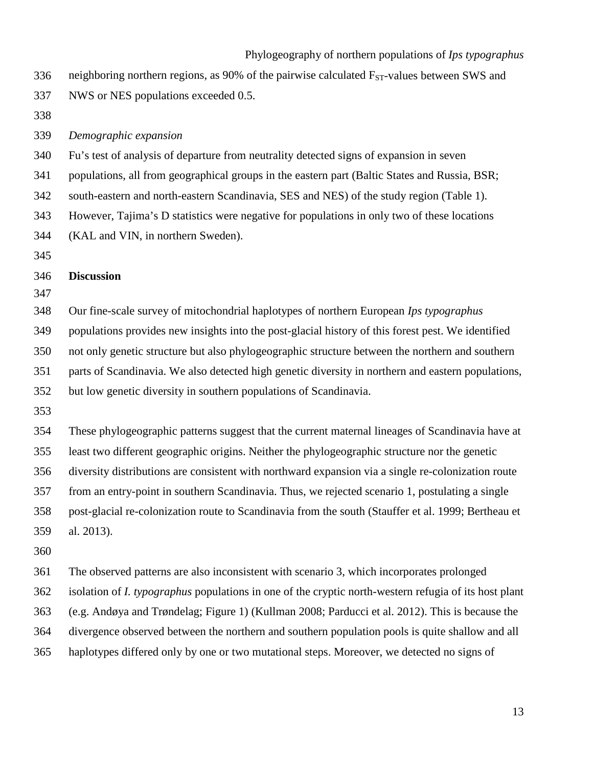neighboring northern regions, as 90% of the pairwise calculated $F_{ST}$-values between SWS and NWS or NES populations exceeded 0.5.

*Demographic expansion*

Fu's test of analysis of departure from neutrality detected signs of expansion in seven populations, all from geographical groups in the eastern part (Baltic States and Russia, BSR; south-eastern and north-eastern Scandinavia, SES and NES) of the study region (Table 1). However, Tajima's D statistics were negative for populations in only two of these locations (KAL and VIN, in northern Sweden).

## Discussion

Our fine-scale survey of mitochondrial haplotypes of northern European *Ips typographus* populations provides new insights into the post-glacial history of this forest pest. We identified not only genetic structure but also phylogeographic structure between the northern and southern parts of Scandinavia. We also detected high genetic diversity in northern and eastern populations, but low genetic diversity in southern populations of Scandinavia.

These phylogeographic patterns suggest that the current maternal lineages of Scandinavia have at least two different geographic origins. Neither the phylogeographic structure nor the genetic diversity distributions are consistent with northward expansion via a single re-colonization route from an entry-point in southern Scandinavia. Thus, we rejected scenario 1, postulating a single post-glacial re-colonization route to Scandinavia from the south (Stauffer et al. 1999; Bertheau et al. 2013).

The observed patterns are also inconsistent with scenario 3, which incorporates prolonged isolation of *I. typographus* populations in one of the cryptic north-western refugia of its host plant (e.g. Andøya and Trøndelag; Figure 1) (Kullman 2008; Parducci et al. 2012). This is because the divergence observed between the northern and southern population pools is quite shallow and all haplotypes differed only by one or two mutational steps. Moreover, we detected no signs of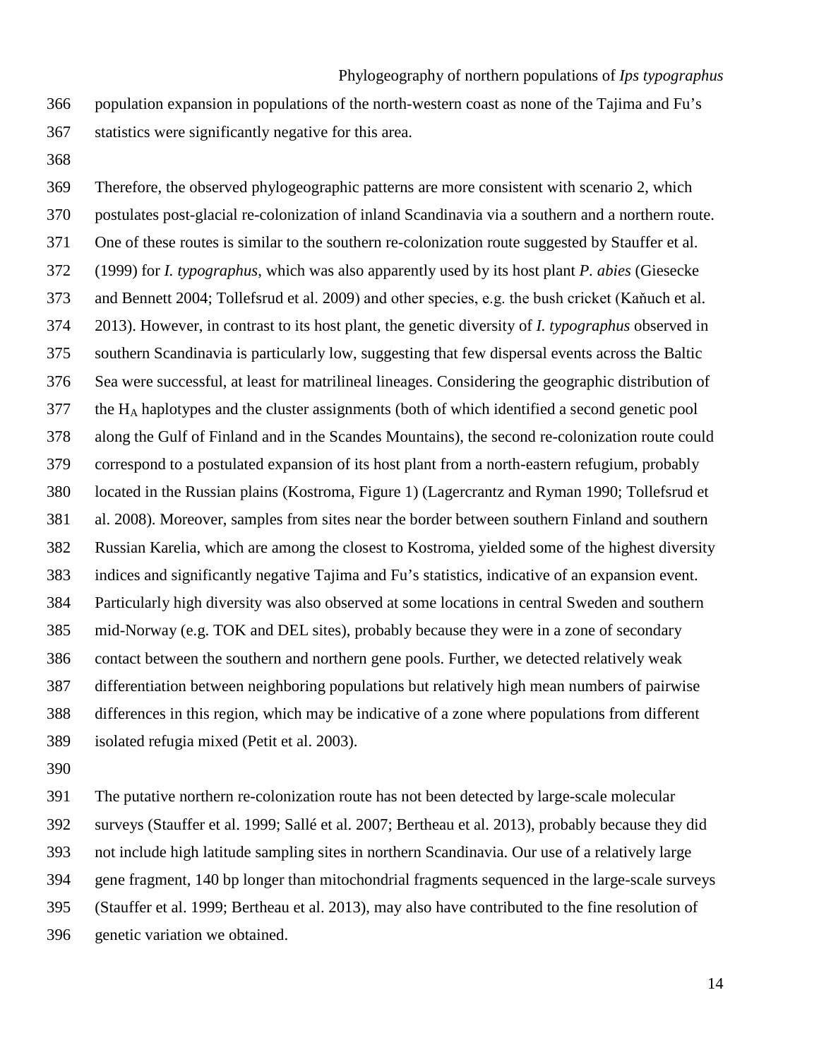population expansion in populations of the north-western coast as none of the Tajima and Fu's statistics were significantly negative for this area.

Therefore, the observed phylogeographic patterns are more consistent with scenario 2, which postulates post-glacial re-colonization of inland Scandinavia via a southern and a northern route. One of these routes is similar to the southern re-colonization route suggested by Stauffer et al. (1999) for *I. typographus*, which was also apparently used by its host plant *P. abies* (Giesecke and Bennett 2004; Tollefsrud et al. 2009) and other species, e.g. the bush cricket (Kaňuch et al. 2013). However, in contrast to its host plant, the genetic diversity of *I. typographus* observed in southern Scandinavia is particularly low, suggesting that few dispersal events across the Baltic Sea were successful, at least for matrilineal lineages. Considering the geographic distribution of the $H_A$ haplotypes and the cluster assignments (both of which identified a second genetic pool along the Gulf of Finland and in the Scandes Mountains), the second re-colonization route could correspond to a postulated expansion of its host plant from a north-eastern refugium, probably located in the Russian plains (Kostroma, Figure 1) (Lagercrantz and Ryman 1990; Tollefsrud et al. 2008). Moreover, samples from sites near the border between southern Finland and southern Russian Karelia, which are among the closest to Kostroma, yielded some of the highest diversity indices and significantly negative Tajima and Fu's statistics, indicative of an expansion event. Particularly high diversity was also observed at some locations in central Sweden and southern mid-Norway (e.g. TOK and DEL sites), probably because they were in a zone of secondary contact between the southern and northern gene pools. Further, we detected relatively weak differentiation between neighboring populations but relatively high mean numbers of pairwise differences in this region, which may be indicative of a zone where populations from different isolated refugia mixed (Petit et al. 2003).

The putative northern re-colonization route has not been detected by large-scale molecular surveys (Stauffer et al. 1999; Sallé et al. 2007; Bertheau et al. 2013), probably because they did not include high latitude sampling sites in northern Scandinavia. Our use of a relatively large gene fragment, 140 bp longer than mitochondrial fragments sequenced in the large-scale surveys (Stauffer et al. 1999; Bertheau et al. 2013), may also have contributed to the fine resolution of genetic variation we obtained.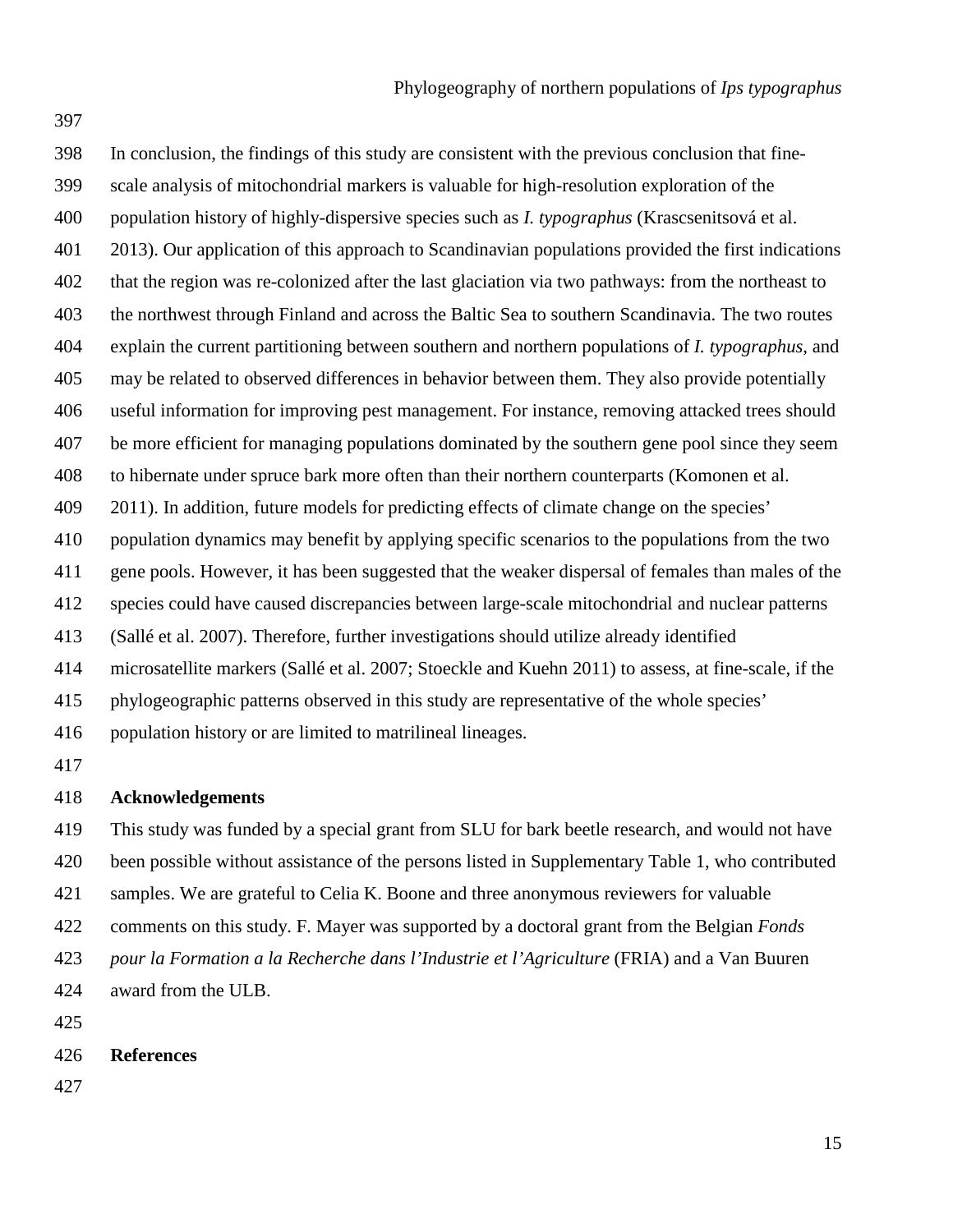In conclusion, the findings of this study are consistent with the previous conclusion that fine-scale analysis of mitochondrial markers is valuable for high-resolution exploration of the population history of highly-dispersive species such as *I. typographus* (Krascsenitsová et al. 2013). Our application of this approach to Scandinavian populations provided the first indications that the region was re-colonized after the last glaciation via two pathways: from the northeast to the northwest through Finland and across the Baltic Sea to southern Scandinavia. The two routes explain the current partitioning between southern and northern populations of *I. typographus*, and may be related to observed differences in behavior between them. They also provide potentially useful information for improving pest management. For instance, removing attacked trees should be more efficient for managing populations dominated by the southern gene pool since they seem to hibernate under spruce bark more often than their northern counterparts (Komonen et al. 2011). In addition, future models for predicting effects of climate change on the species' population dynamics may benefit by applying specific scenarios to the populations from the two gene pools. However, it has been suggested that the weaker dispersal of females than males of the species could have caused discrepancies between large-scale mitochondrial and nuclear patterns (Sallé et al. 2007). Therefore, further investigations should utilize already identified microsatellite markers (Sallé et al. 2007; Stoeckle and Kuehn 2011) to assess, at fine-scale, if the phylogeographic patterns observed in this study are representative of the whole species' population history or are limited to matrilineal lineages.

## Acknowledgements

This study was funded by a special grant from SLU for bark beetle research, and would not have been possible without assistance of the persons listed in Supplementary Table 1, who contributed samples. We are grateful to Celia K. Boone and three anonymous reviewers for valuable comments on this study. F. Mayer was supported by a doctoral grant from the Belgian *Fonds pour la Formation a la Recherche dans l'Industrie et l'Agriculture* (FRIA) and a Van Buuren award from the ULB.

## References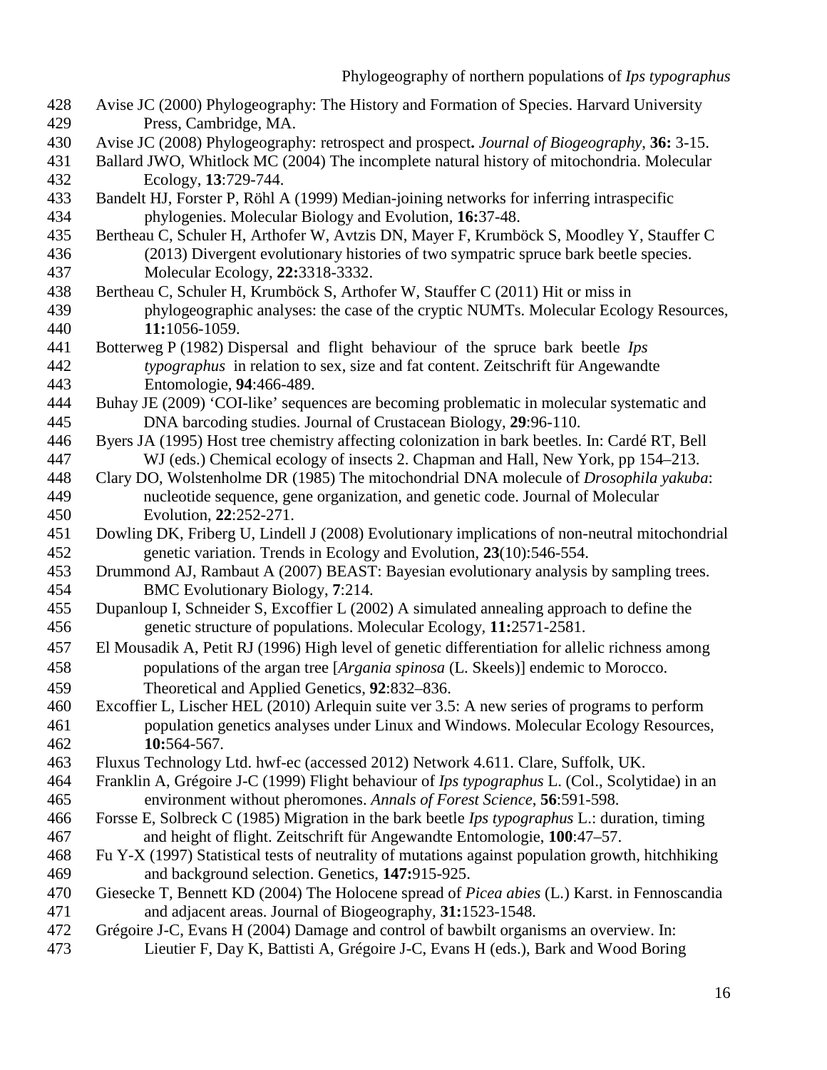Avise JC (2000) Phylogeography: The History and Formation of Species. Harvard University Press, Cambridge, MA.

Avise JC (2008) Phylogeography: retrospect and prospect**.** *Journal of Biogeography*, **36:** 3-15.

Ballard JWO, Whitlock MC (2004) The incomplete natural history of mitochondria. Molecular Ecology, **13**:729-744.

Bandelt HJ, Forster P, Röhl A (1999) Median-joining networks for inferring intraspecific phylogenies. Molecular Biology and Evolution, **16:**37-48.

Bertheau C, Schuler H, Arthofer W, Avtzis DN, Mayer F, Krumböck S, Moodley Y, Stauffer C (2013) Divergent evolutionary histories of two sympatric spruce bark beetle species. Molecular Ecology, **22:**3318-3332.

Bertheau C, Schuler H, Krumböck S, Arthofer W, Stauffer C (2011) Hit or miss in phylogeographic analyses: the case of the cryptic NUMTs. Molecular Ecology Resources, **11:**1056-1059.

Botterweg P (1982) Dispersal and flight behaviour of the spruce bark beetle *Ips typographus* in relation to sex, size and fat content. Zeitschrift für Angewandte Entomologie, **94**:466-489.

Buhay JE (2009) 'COI-like' sequences are becoming problematic in molecular systematic and DNA barcoding studies. Journal of Crustacean Biology, **29**:96-110.

Byers JA (1995) Host tree chemistry affecting colonization in bark beetles. In: Cardé RT, Bell WJ (eds.) Chemical ecology of insects 2. Chapman and Hall, New York, pp 154–213.

Clary DO, Wolstenholme DR (1985) The mitochondrial DNA molecule of *Drosophila yakuba*: nucleotide sequence, gene organization, and genetic code. Journal of Molecular Evolution, **22**:252-271.

Dowling DK, Friberg U, Lindell J (2008) Evolutionary implications of non-neutral mitochondrial genetic variation. Trends in Ecology and Evolution, **23**(10):546-554.

Drummond AJ, Rambaut A (2007) BEAST: Bayesian evolutionary analysis by sampling trees. BMC Evolutionary Biology, **7**:214.

Dupanloup I, Schneider S, Excoffier L (2002) A simulated annealing approach to define the genetic structure of populations. Molecular Ecology, **11:**2571-2581.

El Mousadik A, Petit RJ (1996) High level of genetic differentiation for allelic richness among populations of the argan tree [*Argania spinosa* (L. Skeels)] endemic to Morocco. Theoretical and Applied Genetics, **92**:832–836.

Excoffier L, Lischer HEL (2010) Arlequin suite ver 3.5: A new series of programs to perform population genetics analyses under Linux and Windows. Molecular Ecology Resources, **10:**564-567.

Fluxus Technology Ltd. hwf-ec (accessed 2012) Network 4.611. Clare, Suffolk, UK.

Franklin A, Grégoire J-C (1999) Flight behaviour of *Ips typographus* L. (Col., Scolytidae) in an environment without pheromones. *Annals of Forest Science*, **56**:591-598.

Forsse E, Solbreck C (1985) Migration in the bark beetle *Ips typographus* L.: duration, timing and height of flight. Zeitschrift für Angewandte Entomologie, **100**:47–57.

Fu Y-X (1997) Statistical tests of neutrality of mutations against population growth, hitchhiking and background selection. Genetics, **147:**915-925.

Giesecke T, Bennett KD (2004) The Holocene spread of *Picea abies* (L.) Karst. in Fennoscandia and adjacent areas. Journal of Biogeography, **31:**1523-1548.

Grégoire J-C, Evans H (2004) Damage and control of bawbilt organisms an overview. In: Lieutier F, Day K, Battisti A, Grégoire J-C, Evans H (eds.), Bark and Wood Boring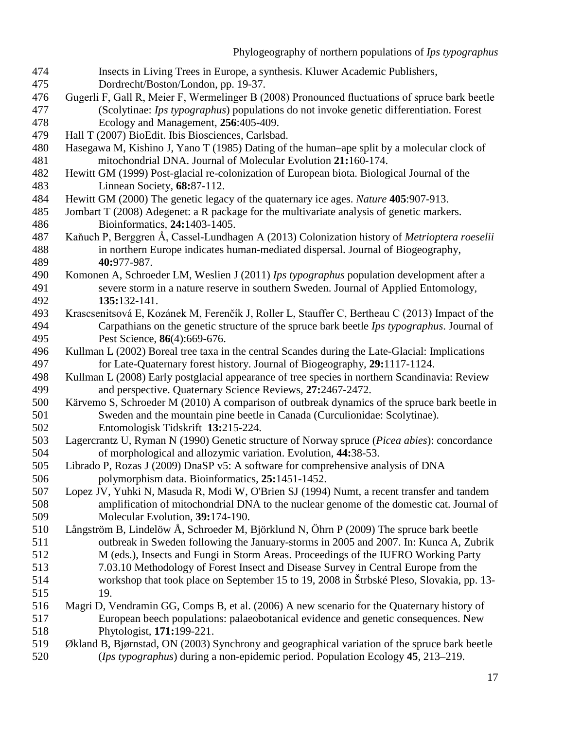Insects in Living Trees in Europe, a synthesis. Kluwer Academic Publishers, Dordrecht/Boston/London, pp. 19-37.

Gugerli F, Gall R, Meier F, Wermelinger B (2008) Pronounced fluctuations of spruce bark beetle (Scolytinae: *Ips typographus*) populations do not invoke genetic differentiation. Forest Ecology and Management, **256**:405-409.

Hall T (2007) BioEdit. Ibis Biosciences, Carlsbad.

Hasegawa M, Kishino J, Yano T (1985) Dating of the human–ape split by a molecular clock of mitochondrial DNA. Journal of Molecular Evolution **21:**160-174.

Hewitt GM (1999) Post-glacial re-colonization of European biota. Biological Journal of the Linnean Society, **68:**87-112.

Hewitt GM (2000) The genetic legacy of the quaternary ice ages. *Nature* **405**:907-913.

Jombart T (2008) Adegenet: a R package for the multivariate analysis of genetic markers. Bioinformatics, **24:**1403-1405.

Kaňuch P, Berggren Å, Cassel-Lundhagen A (2013) Colonization history of *Metrioptera roeselii* in northern Europe indicates human-mediated dispersal. Journal of Biogeography, **40:**977-987.

Komonen A, Schroeder LM, Weslien J (2011) *Ips typographus* population development after a severe storm in a nature reserve in southern Sweden. Journal of Applied Entomology, **135:**132-141.

Krascsenitsová E, Kozánek M, Ferenčík J, Roller L, Stauffer C, Bertheau C (2013) Impact of the Carpathians on the genetic structure of the spruce bark beetle *Ips typographus*. Journal of Pest Science, **86**(4):669-676.

Kullman L (2002) Boreal tree taxa in the central Scandes during the Late-Glacial: Implications for Late-Quaternary forest history. Journal of Biogeography, **29:**1117-1124.

Kullman L (2008) Early postglacial appearance of tree species in northern Scandinavia: Review and perspective. Quaternary Science Reviews, **27:**2467-2472.

Kärvemo S, Schroeder M (2010) A comparison of outbreak dynamics of the spruce bark beetle in Sweden and the mountain pine beetle in Canada (Curculionidae: Scolytinae). Entomologisk Tidskrift **13:**215-224.

Lagercrantz U, Ryman N (1990) Genetic structure of Norway spruce (*Picea abies*): concordance of morphological and allozymic variation. Evolution, **44:**38-53.

Librado P, Rozas J (2009) DnaSP v5: A software for comprehensive analysis of DNA polymorphism data. Bioinformatics, **25:**1451-1452.

Lopez JV, Yuhki N, Masuda R, Modi W, O'Brien SJ (1994) Numt, a recent transfer and tandem amplification of mitochondrial DNA to the nuclear genome of the domestic cat. Journal of Molecular Evolution, **39:**174-190.

Långström B, Lindelöw Å, Schroeder M, Björklund N, Öhrn P (2009) The spruce bark beetle outbreak in Sweden following the January-storms in 2005 and 2007. In: Kunca A, Zubrik M (eds.), Insects and Fungi in Storm Areas. Proceedings of the IUFRO Working Party 7.03.10 Methodology of Forest Insect and Disease Survey in Central Europe from the workshop that took place on September 15 to 19, 2008 in Štrbské Pleso, Slovakia, pp. 13-19.

Magri D, Vendramin GG, Comps B, et al. (2006) A new scenario for the Quaternary history of European beech populations: palaeobotanical evidence and genetic consequences. New Phytologist, **171:**199-221.

Økland B, Bjørnstad, ON (2003) Synchrony and geographical variation of the spruce bark beetle (*Ips typographus*) during a non-epidemic period. Population Ecology **45**, 213–219.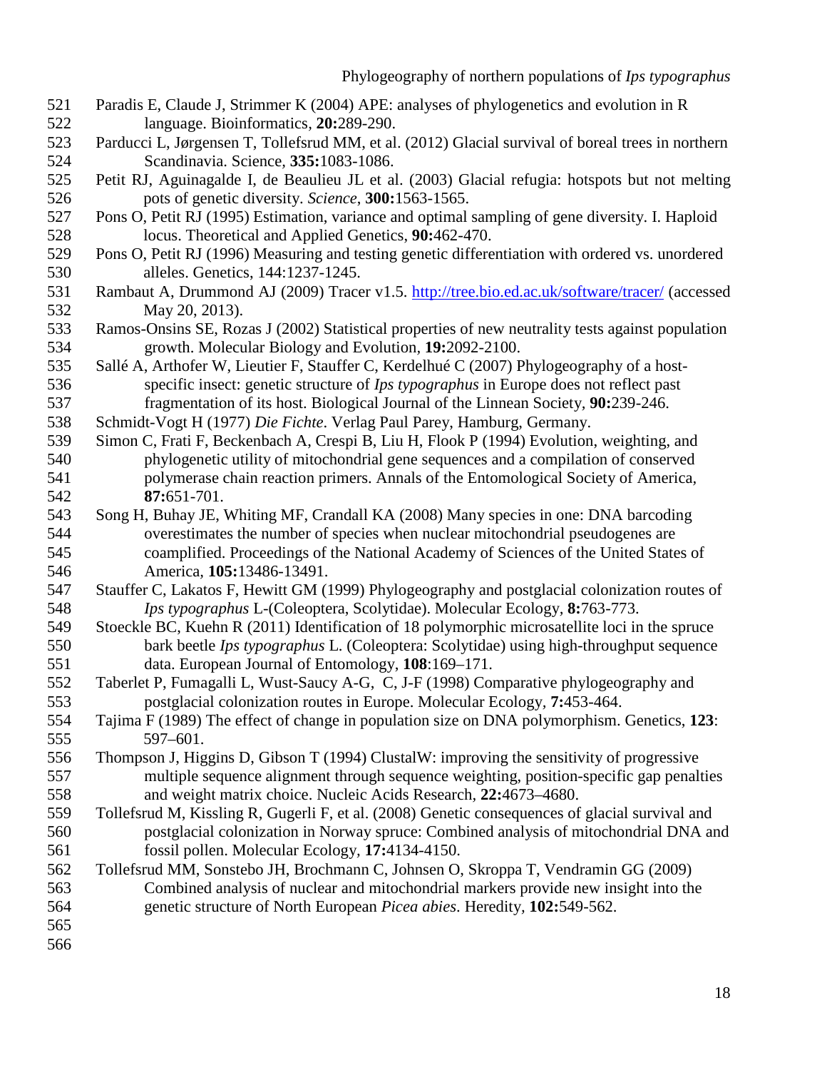Paradis E, Claude J, Strimmer K (2004) APE: analyses of phylogenetics and evolution in R language. Bioinformatics, **20:**289-290.

Parducci L, Jørgensen T, Tollefsrud MM, et al. (2012) Glacial survival of boreal trees in northern Scandinavia. Science, **335:**1083-1086.

Petit RJ, Aguinagalde I, de Beaulieu JL et al. (2003) Glacial refugia: hotspots but not melting pots of genetic diversity. *Science*, **300:**1563-1565.

Pons O, Petit RJ (1995) Estimation, variance and optimal sampling of gene diversity. I. Haploid locus. Theoretical and Applied Genetics, **90:**462-470.

Pons O, Petit RJ (1996) Measuring and testing genetic differentiation with ordered vs. unordered alleles. Genetics, 144:1237-1245.

Rambaut A, Drummond AJ (2009) Tracer v1.5. http://tree.bio.ed.ac.uk/software/tracer/ (accessed May 20, 2013).

Ramos-Onsins SE, Rozas J (2002) Statistical properties of new neutrality tests against population growth. Molecular Biology and Evolution, **19:**2092-2100.

Sallé A, Arthofer W, Lieutier F, Stauffer C, Kerdelhué C (2007) Phylogeography of a host-specific insect: genetic structure of *Ips typographus* in Europe does not reflect past fragmentation of its host. Biological Journal of the Linnean Society, **90:**239-246.

Schmidt-Vogt H (1977) *Die Fichte*. Verlag Paul Parey, Hamburg, Germany.

Simon C, Frati F, Beckenbach A, Crespi B, Liu H, Flook P (1994) Evolution, weighting, and phylogenetic utility of mitochondrial gene sequences and a compilation of conserved polymerase chain reaction primers. Annals of the Entomological Society of America, **87:**651-701.

Song H, Buhay JE, Whiting MF, Crandall KA (2008) Many species in one: DNA barcoding overestimates the number of species when nuclear mitochondrial pseudogenes are coamplified. Proceedings of the National Academy of Sciences of the United States of America, **105:**13486-13491.

Stauffer C, Lakatos F, Hewitt GM (1999) Phylogeography and postglacial colonization routes of *Ips typographus* L-(Coleoptera, Scolytidae). Molecular Ecology, **8:**763-773.

Stoeckle BC, Kuehn R (2011) Identification of 18 polymorphic microsatellite loci in the spruce bark beetle *Ips typographus* L. (Coleoptera: Scolytidae) using high-throughput sequence data. European Journal of Entomology, **108**:169–171.

Taberlet P, Fumagalli L, Wust-Saucy A-G, C, J-F (1998) Comparative phylogeography and postglacial colonization routes in Europe. Molecular Ecology, **7:**453-464.

Tajima F (1989) The effect of change in population size on DNA polymorphism. Genetics, **123**: 597–601.

Thompson J, Higgins D, Gibson T (1994) ClustalW: improving the sensitivity of progressive multiple sequence alignment through sequence weighting, position-specific gap penalties and weight matrix choice. Nucleic Acids Research, **22:**4673–4680.

Tollefsrud M, Kissling R, Gugerli F, et al. (2008) Genetic consequences of glacial survival and postglacial colonization in Norway spruce: Combined analysis of mitochondrial DNA and fossil pollen. Molecular Ecology, **17:**4134-4150.

Tollefsrud MM, Sonstebo JH, Brochmann C, Johnsen O, Skroppa T, Vendramin GG (2009) Combined analysis of nuclear and mitochondrial markers provide new insight into the genetic structure of North European *Picea abies*. Heredity, **102:**549-562.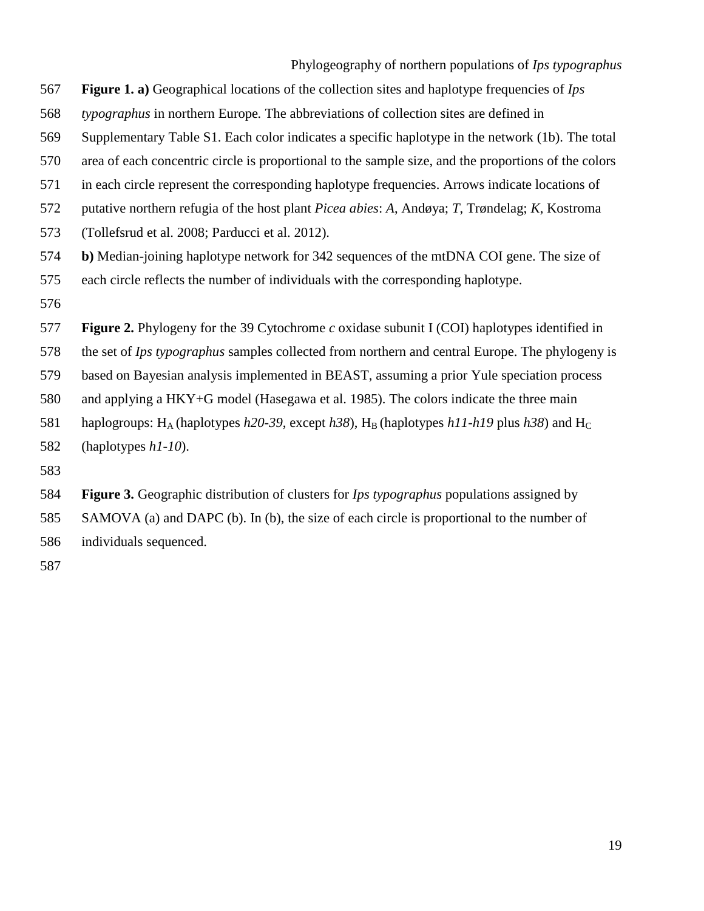**Figure 1. a)** Geographical locations of the collection sites and haplotype frequencies of *Ips typographus* in northern Europe. The abbreviations of collection sites are defined in Supplementary Table S1. Each color indicates a specific haplotype in the network (1b). The total area of each concentric circle is proportional to the sample size, and the proportions of the colors in each circle represent the corresponding haplotype frequencies. Arrows indicate locations of putative northern refugia of the host plant *Picea abies*: *A*, Andøya; *T*, Trøndelag; *K*, Kostroma (Tollefsrud et al. 2008; Parducci et al. 2012).

**b)** Median-joining haplotype network for 342 sequences of the mtDNA COI gene. The size of each circle reflects the number of individuals with the corresponding haplotype.

**Figure 2.** Phylogeny for the 39 Cytochrome *c* oxidase subunit I (COI) haplotypes identified in the set of *Ips typographus* samples collected from northern and central Europe. The phylogeny is based on Bayesian analysis implemented in BEAST, assuming a prior Yule speciation process and applying a HKY+G model (Hasegawa et al. 1985). The colors indicate the three main haplogroups: $H_A$ (haplotypes *h20-39*, except *h38*), $H_B$ (haplotypes *h11-h19* plus *h38*) and $H_C$ (haplotypes *h1-10*).

**Figure 3.** Geographic distribution of clusters for *Ips typographus* populations assigned by SAMOVA (a) and DAPC (b). In (b), the size of each circle is proportional to the number of individuals sequenced.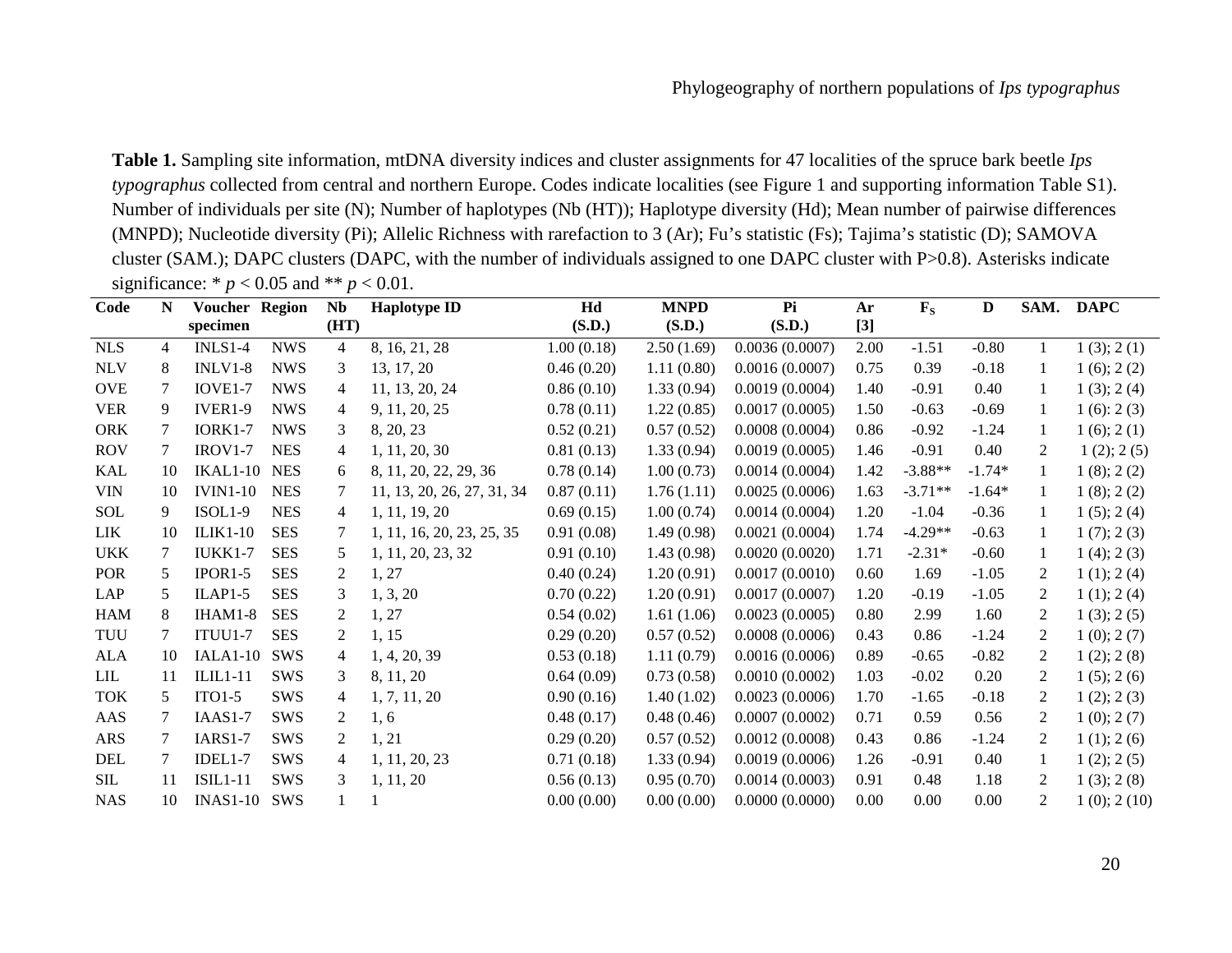**Table 1.** Sampling site information, mtDNA diversity indices and cluster assignments for 47 localities of the spruce bark beetle *Ips typographus* collected from central and northern Europe. Codes indicate localities (see Figure 1 and supporting information Table S1). Number of individuals per site (N); Number of haplotypes (Nb (HT)); Haplotype diversity (Hd); Mean number of pairwise differences (MNPD); Nucleotide diversity (Pi); Allelic Richness with rarefaction to 3 (Ar); Fu's statistic (Fs); Tajima's statistic (D); SAMOVA cluster (SAM.); DAPC clusters (DAPC, with the number of individuals assigned to one DAPC cluster with P>0.8). Asterisks indicate significance: * $p < 0.05$ and ** $p < 0.01$.

| Code | N | Voucher specimen | Region | Nb (HT) | Haplotype ID | Hd (S.D.) | MNPD (S.D.) | Pi (S.D.) | Ar [3] | $F_S$ | D | SAM. | DAPC |
|---|---|---|---|---|---|---|---|---|---|---|---|---|---|
| NLS | 4 | INLS1-4 | NWS | 4 | 8, 16, 21, 28 | 1.00 (0.18) | 2.50 (1.69) | 0.0036 (0.0007) | 2.00 | -1.51 | -0.80 | 1 | 1 (3); 2 (1) |
| NLV | 8 | INLV1-8 | NWS | 3 | 13, 17, 20 | 0.46 (0.20) | 1.11 (0.80) | 0.0016 (0.0007) | 0.75 | 0.39 | -0.18 | 1 | 1 (6); 2 (2) |
| OVE | 7 | IOVE1-7 | NWS | 4 | 11, 13, 20, 24 | 0.86 (0.10) | 1.33 (0.94) | 0.0019 (0.0004) | 1.40 | -0.91 | 0.40 | 1 | 1 (3); 2 (4) |
| VER | 9 | IVER1-9 | NWS | 4 | 9, 11, 20, 25 | 0.78 (0.11) | 1.22 (0.85) | 0.0017 (0.0005) | 1.50 | -0.63 | -0.69 | 1 | 1 (6): 2 (3) |
| ORK | 7 | IORK1-7 | NWS | 3 | 8, 20, 23 | 0.52 (0.21) | 0.57 (0.52) | 0.0008 (0.0004) | 0.86 | -0.92 | -1.24 | 1 | 1 (6); 2 (1) |
| ROV | 7 | IROV1-7 | NES | 4 | 1, 11, 20, 30 | 0.81 (0.13) | 1.33 (0.94) | 0.0019 (0.0005) | 1.46 | -0.91 | 0.40 | 2 | 1 (2); 2 (5) |
| KAL | 10 | IKAL1-10 | NES | 6 | 8, 11, 20, 22, 29, 36 | 0.78 (0.14) | 1.00 (0.73) | 0.0014 (0.0004) | 1.42 | -3.88** | -1.74* | 1 | 1 (8); 2 (2) |
| VIN | 10 | IVIN1-10 | NES | 7 | 11, 13, 20, 26, 27, 31, 34 | 0.87 (0.11) | 1.76 (1.11) | 0.0025 (0.0006) | 1.63 | -3.71** | -1.64* | 1 | 1 (8); 2 (2) |
| SOL | 9 | ISOL1-9 | NES | 4 | 1, 11, 19, 20 | 0.69 (0.15) | 1.00 (0.74) | 0.0014 (0.0004) | 1.20 | -1.04 | -0.36 | 1 | 1 (5); 2 (4) |
| LIK | 10 | ILIK1-10 | SES | 7 | 1, 11, 16, 20, 23, 25, 35 | 0.91 (0.08) | 1.49 (0.98) | 0.0021 (0.0004) | 1.74 | -4.29** | -0.63 | 1 | 1 (7); 2 (3) |
| UKK | 7 | IUKK1-7 | SES | 5 | 1, 11, 20, 23, 32 | 0.91 (0.10) | 1.43 (0.98) | 0.0020 (0.0020) | 1.71 | -2.31* | -0.60 | 1 | 1 (4); 2 (3) |
| POR | 5 | IPOR1-5 | SES | 2 | 1, 27 | 0.40 (0.24) | 1.20 (0.91) | 0.0017 (0.0010) | 0.60 | 1.69 | -1.05 | 2 | 1 (1); 2 (4) |
| LAP | 5 | ILAP1-5 | SES | 3 | 1, 3, 20 | 0.70 (0.22) | 1.20 (0.91) | 0.0017 (0.0007) | 1.20 | -0.19 | -1.05 | 2 | 1 (1); 2 (4) |
| HAM | 8 | IHAM1-8 | SES | 2 | 1, 27 | 0.54 (0.02) | 1.61 (1.06) | 0.0023 (0.0005) | 0.80 | 2.99 | 1.60 | 2 | 1 (3); 2 (5) |
| TUU | 7 | ITUU1-7 | SES | 2 | 1, 15 | 0.29 (0.20) | 0.57 (0.52) | 0.0008 (0.0006) | 0.43 | 0.86 | -1.24 | 2 | 1 (0); 2 (7) |
| ALA | 10 | IALA1-10 | SWS | 4 | 1, 4, 20, 39 | 0.53 (0.18) | 1.11 (0.79) | 0.0016 (0.0006) | 0.89 | -0.65 | -0.82 | 2 | 1 (2); 2 (8) |
| LIL | 11 | ILIL1-11 | SWS | 3 | 8, 11, 20 | 0.64 (0.09) | 0.73 (0.58) | 0.0010 (0.0002) | 1.03 | -0.02 | 0.20 | 2 | 1 (5); 2 (6) |
| TOK | 5 | ITO1-5 | SWS | 4 | 1, 7, 11, 20 | 0.90 (0.16) | 1.40 (1.02) | 0.0023 (0.0006) | 1.70 | -1.65 | -0.18 | 2 | 1 (2); 2 (3) |
| AAS | 7 | IAAS1-7 | SWS | 2 | 1, 6 | 0.48 (0.17) | 0.48 (0.46) | 0.0007 (0.0002) | 0.71 | 0.59 | 0.56 | 2 | 1 (0); 2 (7) |
| ARS | 7 | IARS1-7 | SWS | 2 | 1, 21 | 0.29 (0.20) | 0.57 (0.52) | 0.0012 (0.0008) | 0.43 | 0.86 | -1.24 | 2 | 1 (1); 2 (6) |
| DEL | 7 | IDEL1-7 | SWS | 4 | 1, 11, 20, 23 | 0.71 (0.18) | 1.33 (0.94) | 0.0019 (0.0006) | 1.26 | -0.91 | 0.40 | 1 | 1 (2); 2 (5) |
| SIL | 11 | ISIL1-11 | SWS | 3 | 1, 11, 20 | 0.56 (0.13) | 0.95 (0.70) | 0.0014 (0.0003) | 0.91 | 0.48 | 1.18 | 2 | 1 (3); 2 (8) |
| NAS | 10 | INAS1-10 | SWS | 1 | 1 | 0.00 (0.00) | 0.00 (0.00) | 0.0000 (0.0000) | 0.00 | 0.00 | 0.00 | 2 | 1 (0); 2 (10) |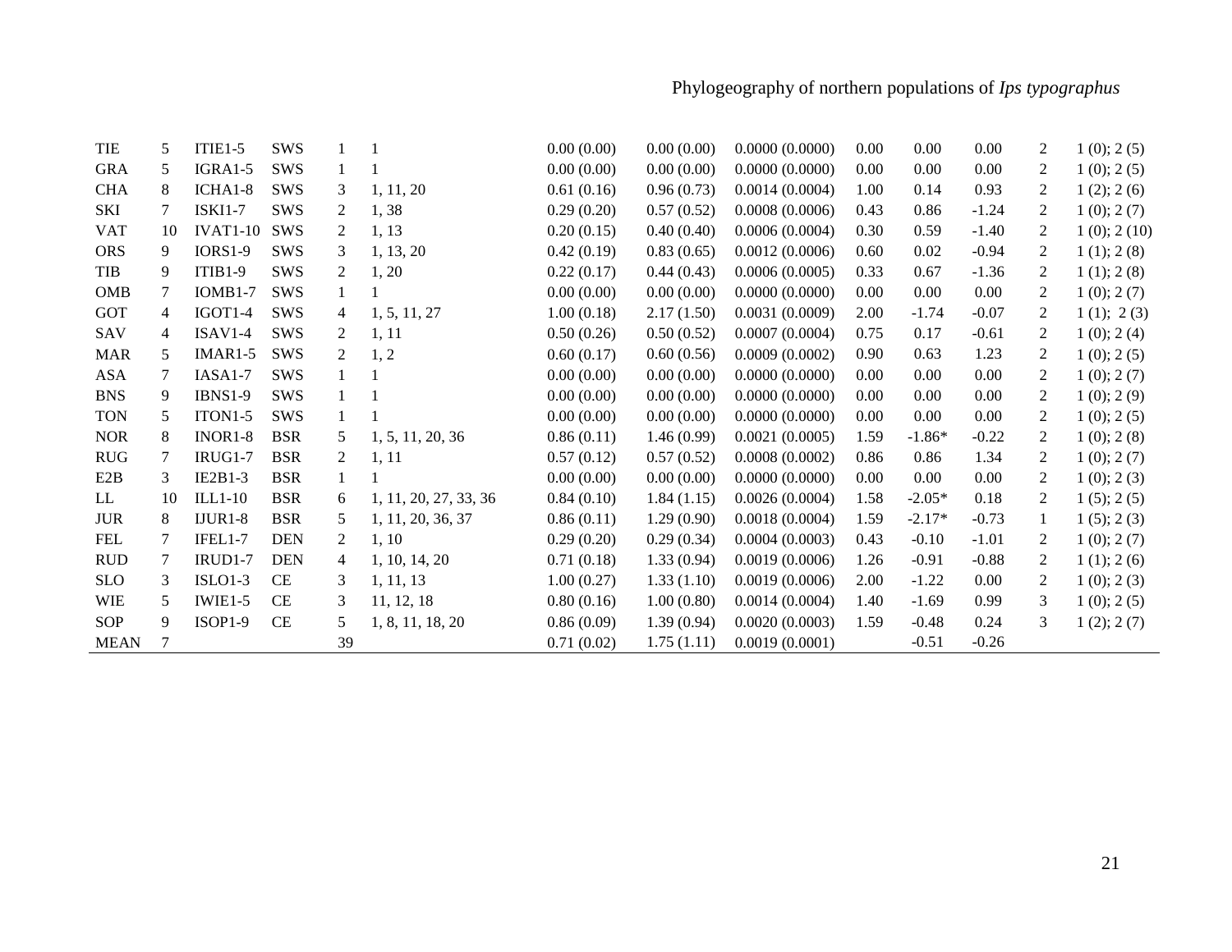| | | | | | | | | | | | | | |
|---|---|---|---|---|---|---|---|---|---|---|---|---|---|
| TIE | 5 | ITIE1-5 | SWS | 1 | 1 | 0.00 (0.00) | 0.00 (0.00) | 0.0000 (0.0000) | 0.00 | 0.00 | 0.00 | 2 | 1 (0); 2 (5) |
| GRA | 5 | IGRA1-5 | SWS | 1 | 1 | 0.00 (0.00) | 0.00 (0.00) | 0.0000 (0.0000) | 0.00 | 0.00 | 0.00 | 2 | 1 (0); 2 (5) |
| CHA | 8 | ICHA1-8 | SWS | 3 | 1, 11, 20 | 0.61 (0.16) | 0.96 (0.73) | 0.0014 (0.0004) | 1.00 | 0.14 | 0.93 | 2 | 1 (2); 2 (6) |
| SKI | 7 | ISKI1-7 | SWS | 2 | 1, 38 | 0.29 (0.20) | 0.57 (0.52) | 0.0008 (0.0006) | 0.43 | 0.86 | -1.24 | 2 | 1 (0); 2 (7) |
| VAT | 10 | IVAT1-10 | SWS | 2 | 1, 13 | 0.20 (0.15) | 0.40 (0.40) | 0.0006 (0.0004) | 0.30 | 0.59 | -1.40 | 2 | 1 (0); 2 (10) |
| ORS | 9 | IORS1-9 | SWS | 3 | 1, 13, 20 | 0.42 (0.19) | 0.83 (0.65) | 0.0012 (0.0006) | 0.60 | 0.02 | -0.94 | 2 | 1 (1); 2 (8) |
| TIB | 9 | ITIB1-9 | SWS | 2 | 1, 20 | 0.22 (0.17) | 0.44 (0.43) | 0.0006 (0.0005) | 0.33 | 0.67 | -1.36 | 2 | 1 (1); 2 (8) |
| OMB | 7 | IOMB1-7 | SWS | 1 | 1 | 0.00 (0.00) | 0.00 (0.00) | 0.0000 (0.0000) | 0.00 | 0.00 | 0.00 | 2 | 1 (0); 2 (7) |
| GOT | 4 | IGOT1-4 | SWS | 4 | 1, 5, 11, 27 | 1.00 (0.18) | 2.17 (1.50) | 0.0031 (0.0009) | 2.00 | -1.74 | -0.07 | 2 | 1 (1); 2 (3) |
| SAV | 4 | ISAV1-4 | SWS | 2 | 1, 11 | 0.50 (0.26) | 0.50 (0.52) | 0.0007 (0.0004) | 0.75 | 0.17 | -0.61 | 2 | 1 (0); 2 (4) |
| MAR | 5 | IMAR1-5 | SWS | 2 | 1, 2 | 0.60 (0.17) | 0.60 (0.56) | 0.0009 (0.0002) | 0.90 | 0.63 | 1.23 | 2 | 1 (0); 2 (5) |
| ASA | 7 | IASA1-7 | SWS | 1 | 1 | 0.00 (0.00) | 0.00 (0.00) | 0.0000 (0.0000) | 0.00 | 0.00 | 0.00 | 2 | 1 (0); 2 (7) |
| BNS | 9 | IBNS1-9 | SWS | 1 | 1 | 0.00 (0.00) | 0.00 (0.00) | 0.0000 (0.0000) | 0.00 | 0.00 | 0.00 | 2 | 1 (0); 2 (9) |
| TON | 5 | ITON1-5 | SWS | 1 | 1 | 0.00 (0.00) | 0.00 (0.00) | 0.0000 (0.0000) | 0.00 | 0.00 | 0.00 | 2 | 1 (0); 2 (5) |
| NOR | 8 | INOR1-8 | BSR | 5 | 1, 5, 11, 20, 36 | 0.86 (0.11) | 1.46 (0.99) | 0.0021 (0.0005) | 1.59 | -1.86* | -0.22 | 2 | 1 (0); 2 (8) |
| RUG | 7 | IRUG1-7 | BSR | 2 | 1, 11 | 0.57 (0.12) | 0.57 (0.52) | 0.0008 (0.0002) | 0.86 | 0.86 | 1.34 | 2 | 1 (0); 2 (7) |
| E2B | 3 | IE2B1-3 | BSR | 1 | 1 | 0.00 (0.00) | 0.00 (0.00) | 0.0000 (0.0000) | 0.00 | 0.00 | 0.00 | 2 | 1 (0); 2 (3) |
| LL | 10 | ILL1-10 | BSR | 6 | 1, 11, 20, 27, 33, 36 | 0.84 (0.10) | 1.84 (1.15) | 0.0026 (0.0004) | 1.58 | -2.05* | 0.18 | 2 | 1 (5); 2 (5) |
| JUR | 8 | IJUR1-8 | BSR | 5 | 1, 11, 20, 36, 37 | 0.86 (0.11) | 1.29 (0.90) | 0.0018 (0.0004) | 1.59 | -2.17* | -0.73 | 1 | 1 (5); 2 (3) |
| FEL | 7 | IFEL1-7 | DEN | 2 | 1, 10 | 0.29 (0.20) | 0.29 (0.34) | 0.0004 (0.0003) | 0.43 | -0.10 | -1.01 | 2 | 1 (0); 2 (7) |
| RUD | 7 | IRUD1-7 | DEN | 4 | 1, 10, 14, 20 | 0.71 (0.18) | 1.33 (0.94) | 0.0019 (0.0006) | 1.26 | -0.91 | -0.88 | 2 | 1 (1); 2 (6) |
| SLO | 3 | ISLO1-3 | CE | 3 | 1, 11, 13 | 1.00 (0.27) | 1.33 (1.10) | 0.0019 (0.0006) | 2.00 | -1.22 | 0.00 | 2 | 1 (0); 2 (3) |
| WIE | 5 | IWIE1-5 | CE | 3 | 11, 12, 18 | 0.80 (0.16) | 1.00 (0.80) | 0.0014 (0.0004) | 1.40 | -1.69 | 0.99 | 3 | 1 (0); 2 (5) |
| SOP | 9 | ISOP1-9 | CE | 5 | 1, 8, 11, 18, 20 | 0.86 (0.09) | 1.39 (0.94) | 0.0020 (0.0003) | 1.59 | -0.48 | 0.24 | 3 | 1 (2); 2 (7) |
| MEAN | 7 | | | 39 | | 0.71 (0.02) | 1.75 (1.11) | 0.0019 (0.0001) | | -0.51 | -0.26 | | |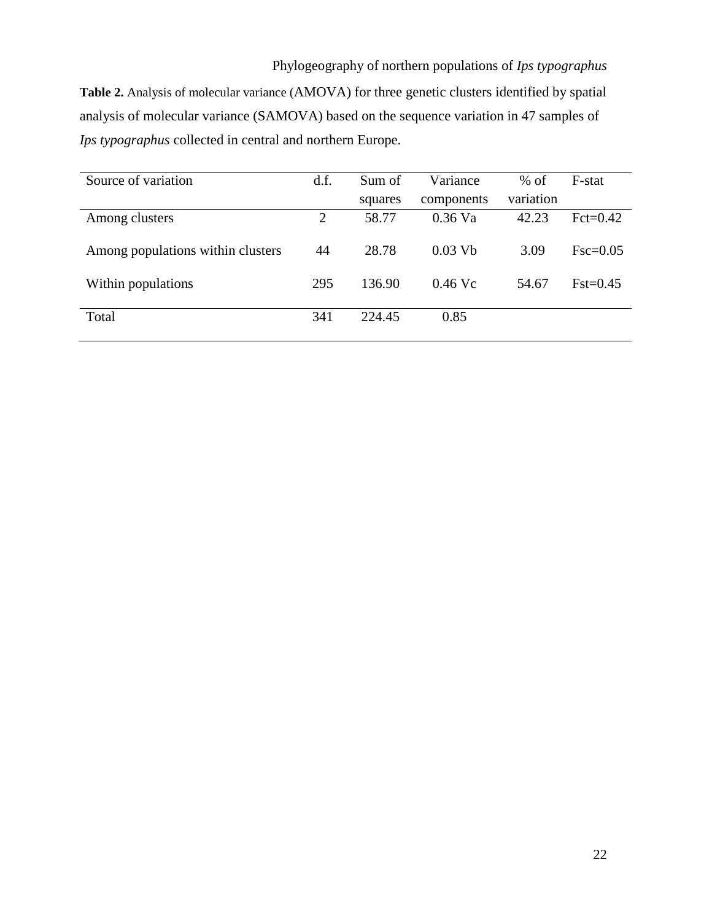**Table 2.** Analysis of molecular variance (AMOVA) for three genetic clusters identified by spatial analysis of molecular variance (SAMOVA) based on the sequence variation in 47 samples of *Ips typographus* collected in central and northern Europe.

| Source of variation | d.f. | Sum of squares | Variance components | % of variation | F-stat |
|---|---|---|---|---|---|
| Among clusters | 2 | 58.77 | 0.36 Va | 42.23 | Fct=0.42 |
| Among populations within clusters | 44 | 28.78 | 0.03 Vb | 3.09 | Fsc=0.05 |
| Within populations | 295 | 136.90 | 0.46 Vc | 54.67 | Fst=0.45 |
| Total | 341 | 224.45 | 0.85 | | |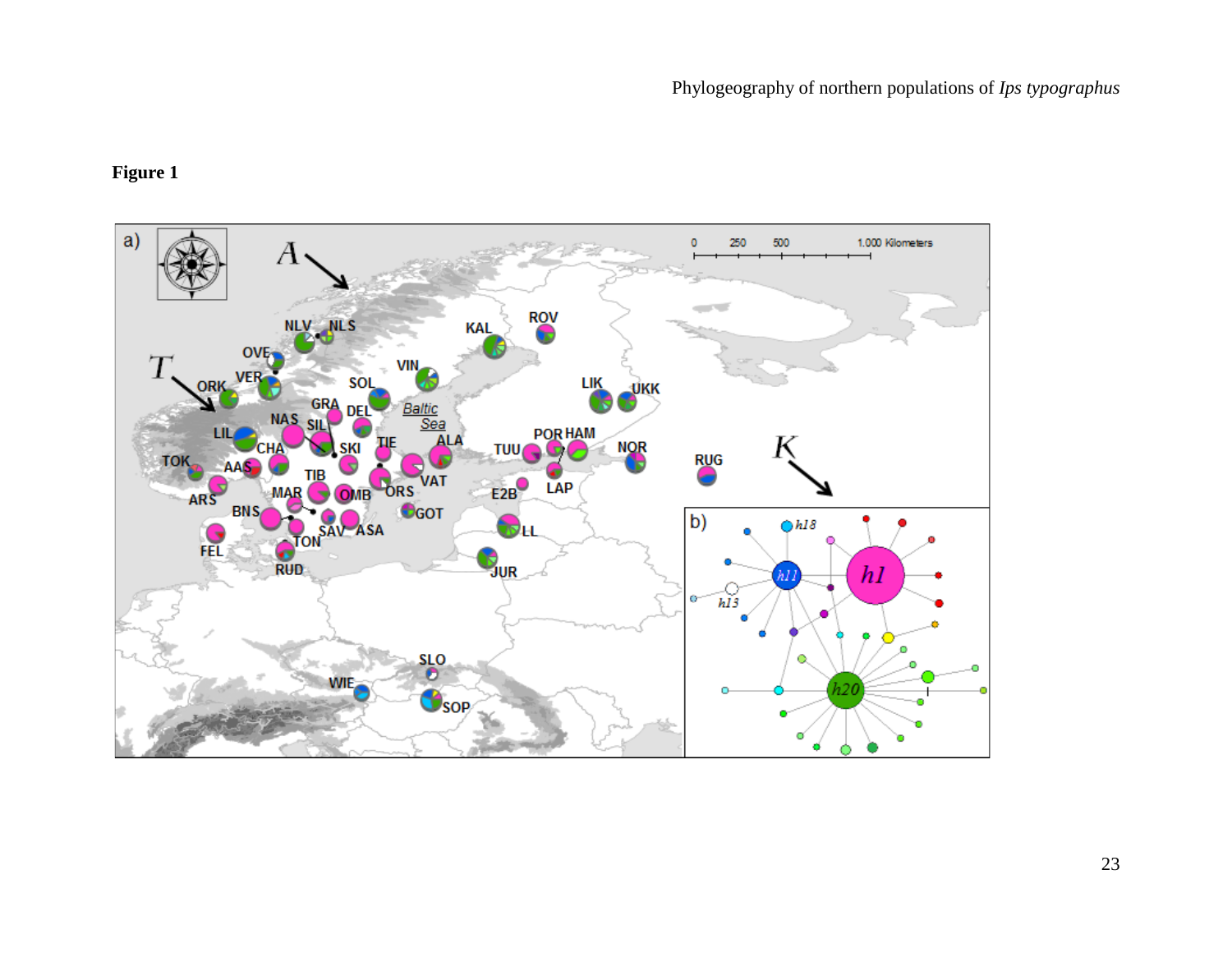**Figure 1**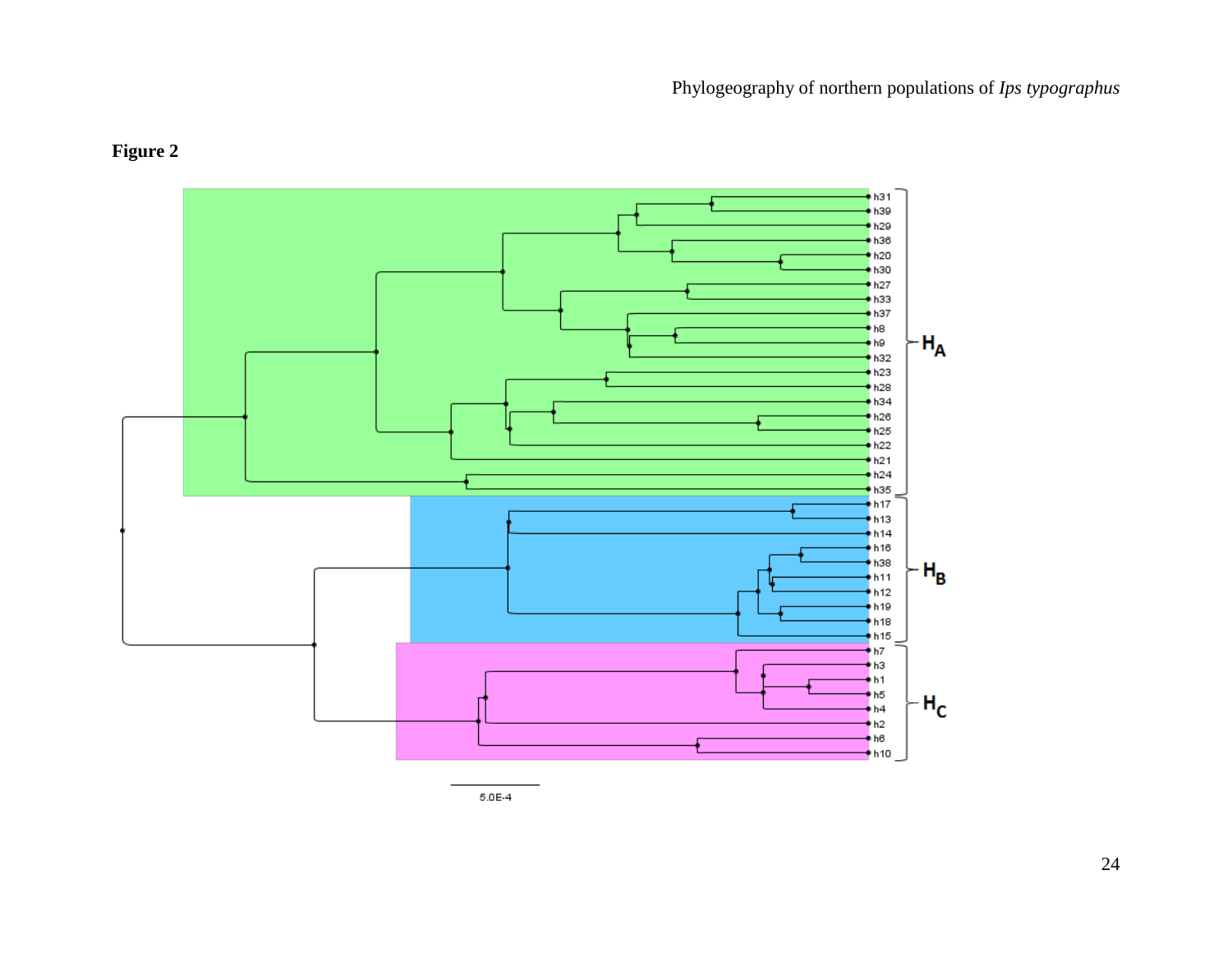**Figure 2**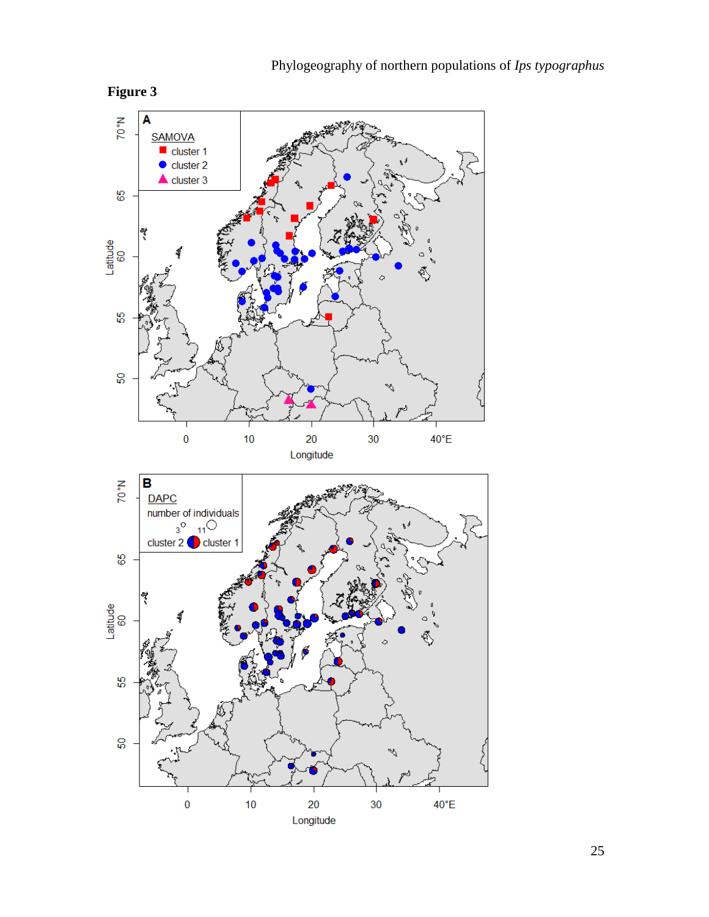**Figure 3**

A

SAMOVA

cluster 1

cluster 2

cluster 3

70 °N

65

60

55

50

Latitude

0

10

20

30

40°E

Longitude

B

DAPC

number of individuals

3

11

cluster 2

cluster 1

70 °N

65

60

55

50

Latitude

0

10

20

30

40°E

Longitude